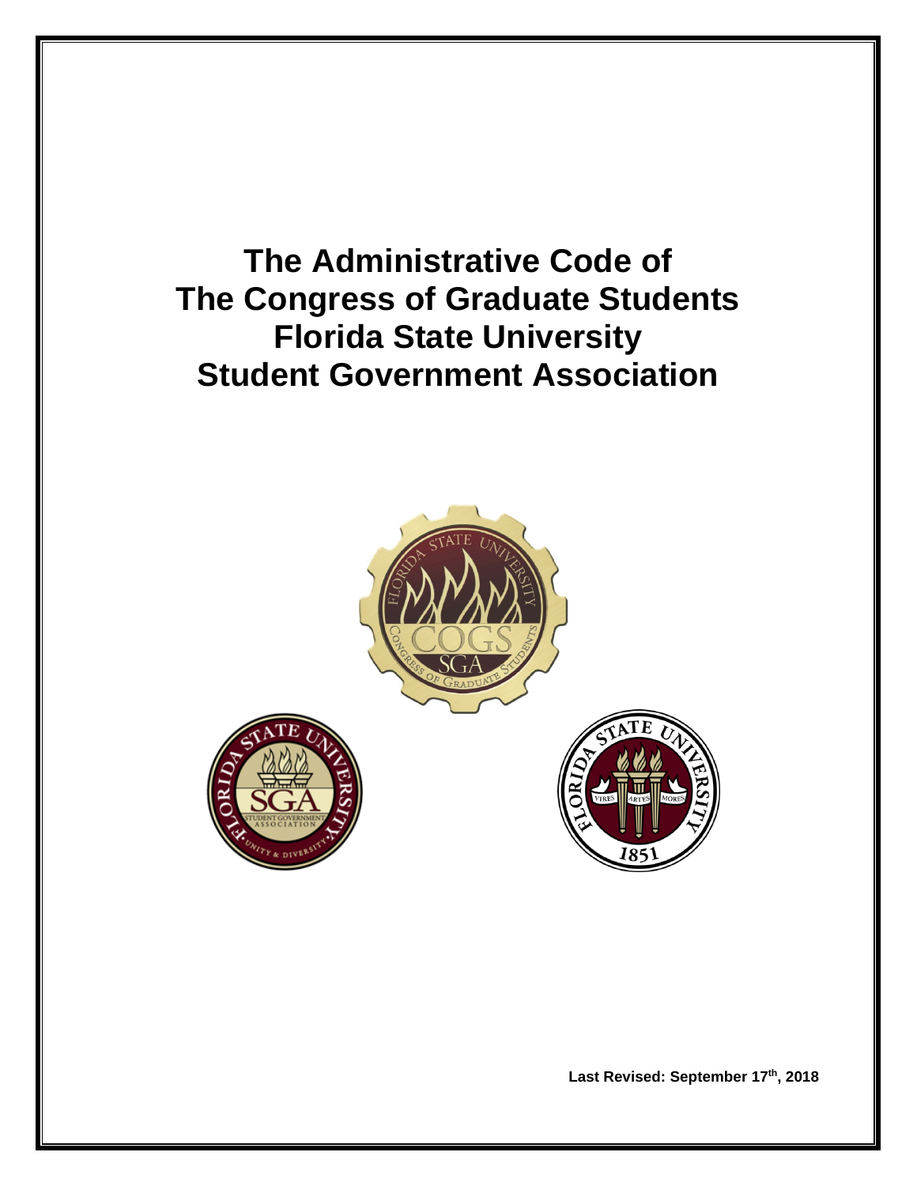# The Administrative Code of The Congress of Graduate Students Florida State University Student Government Association

**Last Revised: September 17th, 2018**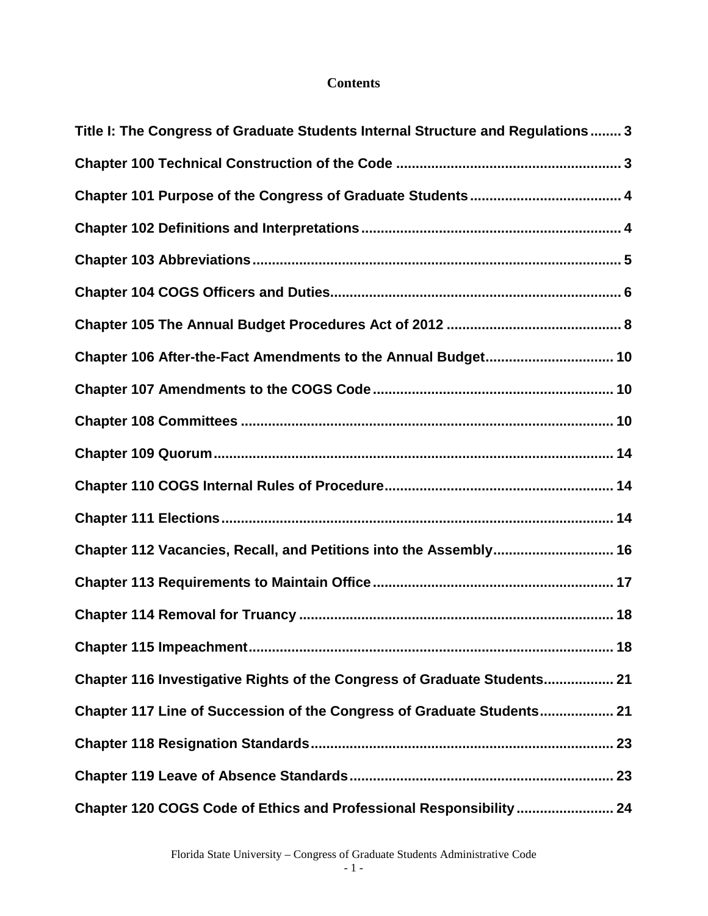**Contents**

**Title I: The Congress of Graduate Students Internal Structure and Regulations........ 3**

**Chapter 100 Technical Construction of the Code .......................................................... 3**

**Chapter 101 Purpose of the Congress of Graduate Students ....................................... 4**

**Chapter 102 Definitions and Interpretations .................................................................. 4**

**Chapter 103 Abbreviations ............................................................................................... 5**

**Chapter 104 COGS Officers and Duties........................................................................... 6**

**Chapter 105 The Annual Budget Procedures Act of 2012 ............................................ 8**

**Chapter 106 After-the-Fact Amendments to the Annual Budget................................. 10**

**Chapter 107 Amendments to the COGS Code ............................................................. 10**

**Chapter 108 Committees ................................................................................................ 10**

**Chapter 109 Quorum ....................................................................................................... 14**

**Chapter 110 COGS Internal Rules of Procedure........................................................... 14**

**Chapter 111 Elections ..................................................................................................... 14**

**Chapter 112 Vacancies, Recall, and Petitions into the Assembly............................... 16**

**Chapter 113 Requirements to Maintain Office ............................................................. 17**

**Chapter 114 Removal for Truancy ................................................................................. 18**

**Chapter 115 Impeachment.............................................................................................. 18**

**Chapter 116 Investigative Rights of the Congress of Graduate Students.................. 21**

**Chapter 117 Line of Succession of the Congress of Graduate Students................... 21**

**Chapter 118 Resignation Standards.............................................................................. 23**

**Chapter 119 Leave of Absence Standards.................................................................... 23**

**Chapter 120 COGS Code of Ethics and Professional Responsibility ......................... 24**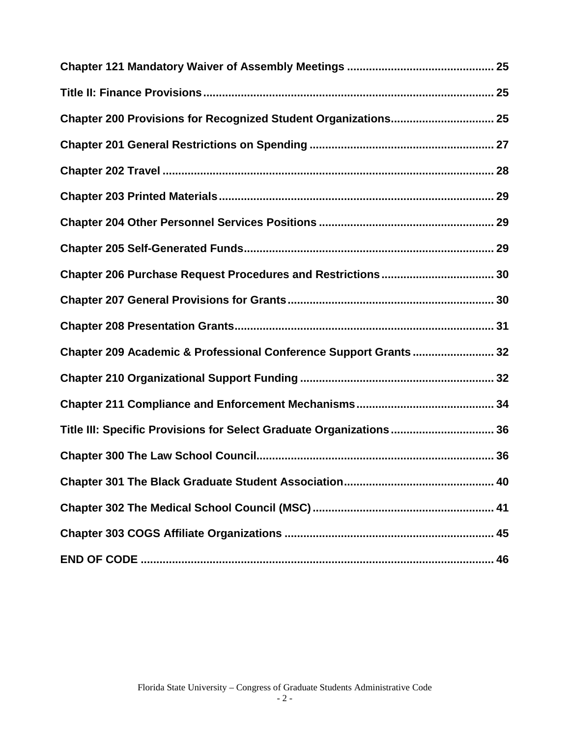**Chapter 121 Mandatory Waiver of Assembly Meetings .............................................. 25**

**Title II: Finance Provisions ............................................................................................ 25**

**Chapter 200 Provisions for Recognized Student Organizations ................................ 25**

**Chapter 201 General Restrictions on Spending .......................................................... 27**

**Chapter 202 Travel ......................................................................................................... 28**

**Chapter 203 Printed Materials ....................................................................................... 29**

**Chapter 204 Other Personnel Services Positions ....................................................... 29**

**Chapter 205 Self-Generated Funds ............................................................................... 29**

**Chapter 206 Purchase Request Procedures and Restrictions ................................... 30**

**Chapter 207 General Provisions for Grants ................................................................. 30**

**Chapter 208 Presentation Grants .................................................................................. 31**

**Chapter 209 Academic & Professional Conference Support Grants .......................... 32**

**Chapter 210 Organizational Support Funding ............................................................. 32**

**Chapter 211 Compliance and Enforcement Mechanisms ........................................... 34**

**Title III: Specific Provisions for Select Graduate Organizations ................................ 36**

**Chapter 300 The Law School Council ........................................................................... 36**

**Chapter 301 The Black Graduate Student Association ............................................... 40**

**Chapter 302 The Medical School Council (MSC) ......................................................... 41**

**Chapter 303 COGS Affiliate Organizations .................................................................. 45**

**END OF CODE ................................................................................................................ 46**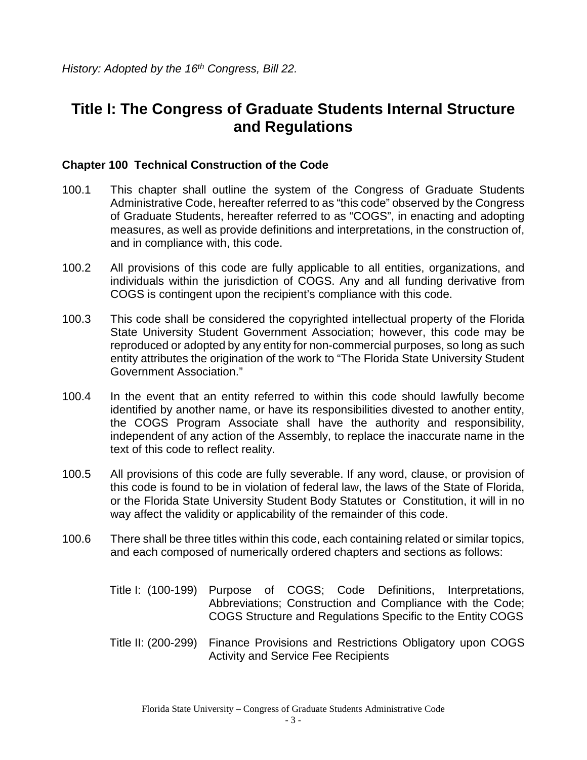*History: Adopted by the 16th Congress, Bill 22.*

# Title I: The Congress of Graduate Students Internal Structure and Regulations

### Chapter 100 Technical Construction of the Code

100.1 This chapter shall outline the system of the Congress of Graduate Students Administrative Code, hereafter referred to as "this code" observed by the Congress of Graduate Students, hereafter referred to as "COGS", in enacting and adopting measures, as well as provide definitions and interpretations, in the construction of, and in compliance with, this code.

100.2 All provisions of this code are fully applicable to all entities, organizations, and individuals within the jurisdiction of COGS. Any and all funding derivative from COGS is contingent upon the recipient's compliance with this code.

100.3 This code shall be considered the copyrighted intellectual property of the Florida State University Student Government Association; however, this code may be reproduced or adopted by any entity for non-commercial purposes, so long as such entity attributes the origination of the work to "The Florida State University Student Government Association."

100.4 In the event that an entity referred to within this code should lawfully become identified by another name, or have its responsibilities divested to another entity, the COGS Program Associate shall have the authority and responsibility, independent of any action of the Assembly, to replace the inaccurate name in the text of this code to reflect reality.

100.5 All provisions of this code are fully severable. If any word, clause, or provision of this code is found to be in violation of federal law, the laws of the State of Florida, or the Florida State University Student Body Statutes or Constitution, it will in no way affect the validity or applicability of the remainder of this code.

100.6 There shall be three titles within this code, each containing related or similar topics, and each composed of numerically ordered chapters and sections as follows:

Title I: (100-199) Purpose of COGS; Code Definitions, Interpretations, Abbreviations; Construction and Compliance with the Code; COGS Structure and Regulations Specific to the Entity COGS

Title II: (200-299) Finance Provisions and Restrictions Obligatory upon COGS Activity and Service Fee Recipients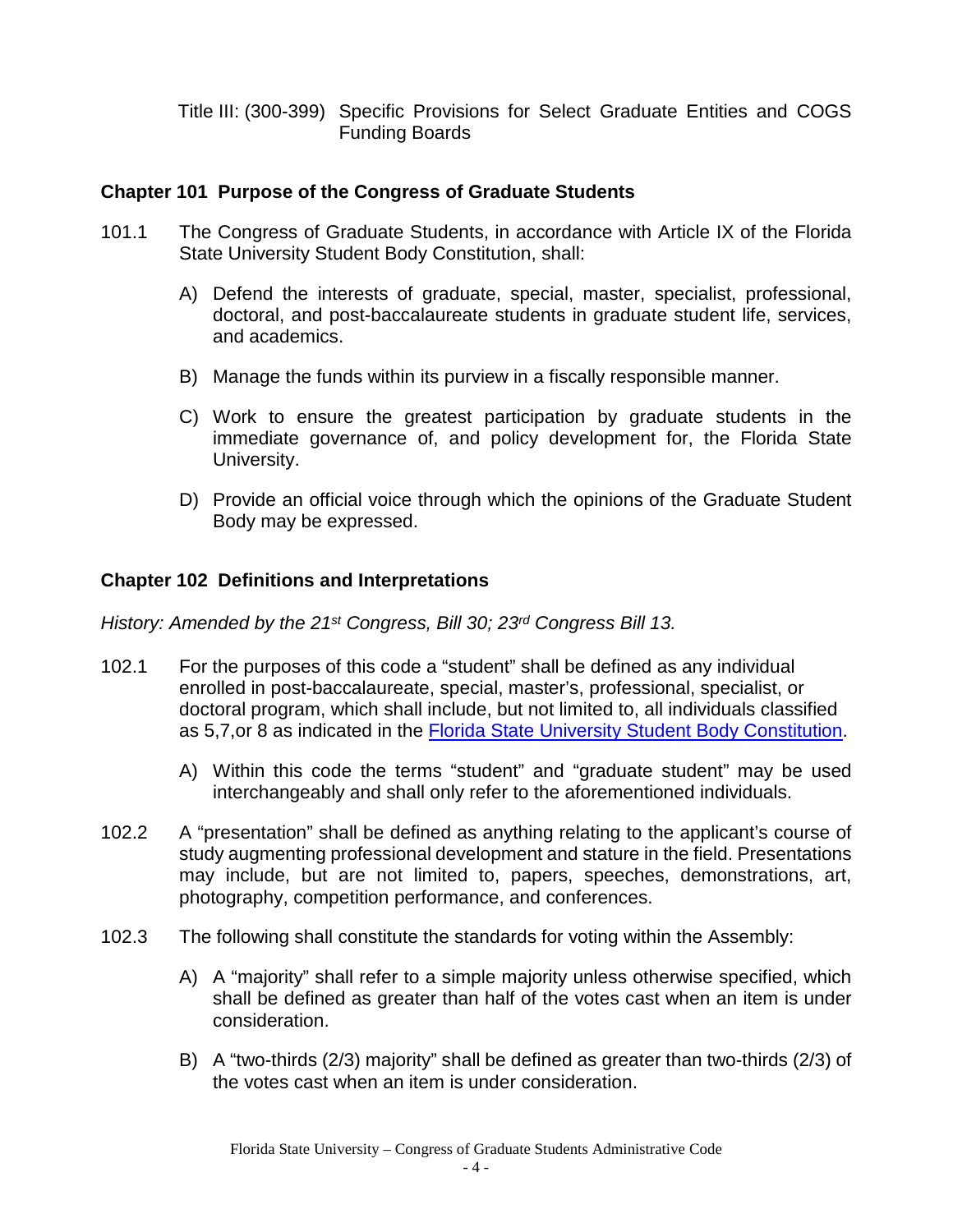Title III: (300-399) Specific Provisions for Select Graduate Entities and COGS Funding Boards

## Chapter 101 Purpose of the Congress of Graduate Students

101.1 The Congress of Graduate Students, in accordance with Article IX of the Florida State University Student Body Constitution, shall:

A) Defend the interests of graduate, special, master, specialist, professional, doctoral, and post-baccalaureate students in graduate student life, services, and academics.

B) Manage the funds within its purview in a fiscally responsible manner.

C) Work to ensure the greatest participation by graduate students in the immediate governance of, and policy development for, the Florida State University.

D) Provide an official voice through which the opinions of the Graduate Student Body may be expressed.

## Chapter 102 Definitions and Interpretations

*History: Amended by the 21st Congress, Bill 30; 23rd Congress Bill 13.*

102.1 For the purposes of this code a "student" shall be defined as any individual enrolled in post-baccalaureate, special, master's, professional, specialist, or doctoral program, which shall include, but not limited to, all individuals classified as 5,7,or 8 as indicated in the Florida State University Student Body Constitution.

A) Within this code the terms "student" and "graduate student" may be used interchangeably and shall only refer to the aforementioned individuals.

102.2 A "presentation" shall be defined as anything relating to the applicant's course of study augmenting professional development and stature in the field. Presentations may include, but are not limited to, papers, speeches, demonstrations, art, photography, competition performance, and conferences.

102.3 The following shall constitute the standards for voting within the Assembly:

A) A "majority" shall refer to a simple majority unless otherwise specified, which shall be defined as greater than half of the votes cast when an item is under consideration.

B) A "two-thirds (2/3) majority" shall be defined as greater than two-thirds (2/3) of the votes cast when an item is under consideration.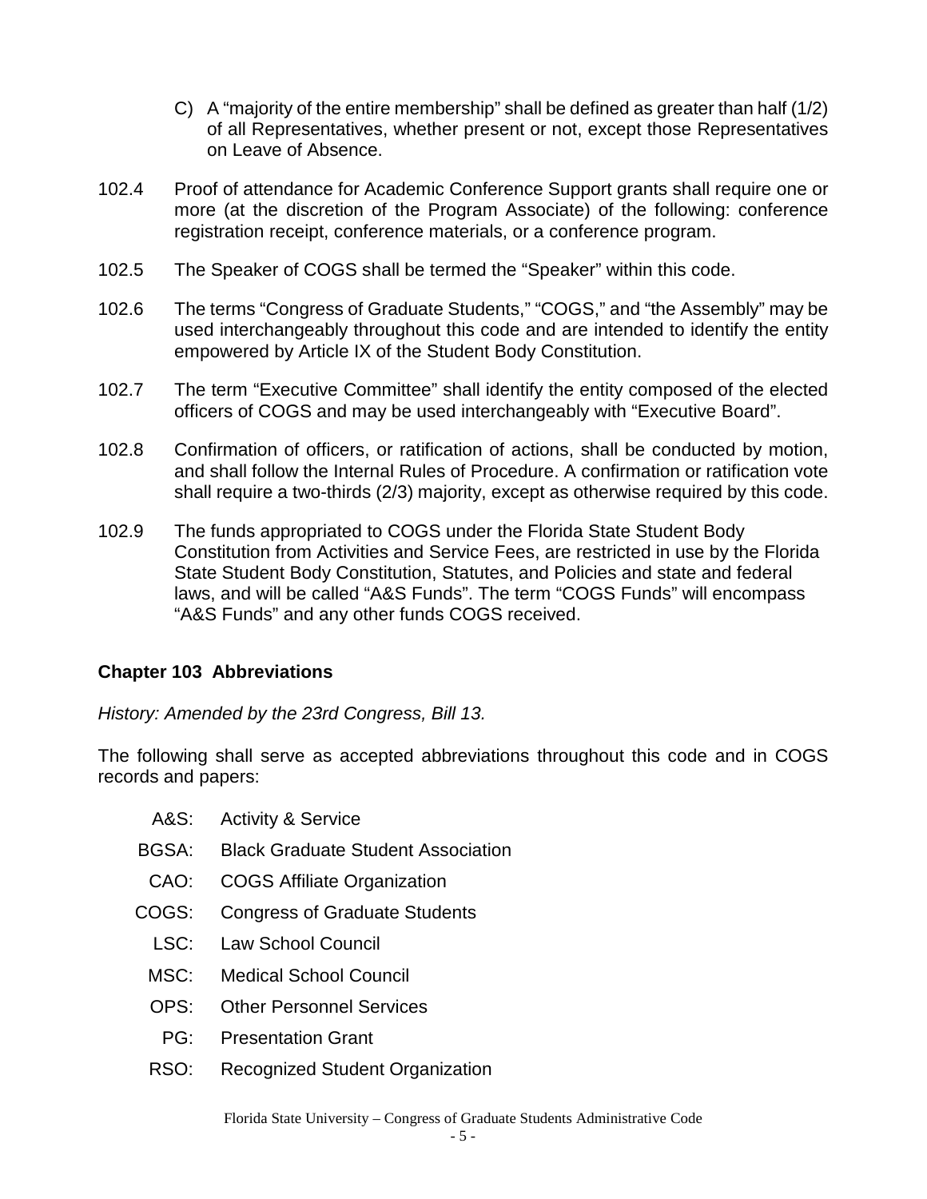C) A "majority of the entire membership" shall be defined as greater than half (1/2) of all Representatives, whether present or not, except those Representatives on Leave of Absence.

102.4 Proof of attendance for Academic Conference Support grants shall require one or more (at the discretion of the Program Associate) of the following: conference registration receipt, conference materials, or a conference program.

102.5 The Speaker of COGS shall be termed the "Speaker" within this code.

102.6 The terms "Congress of Graduate Students," "COGS," and "the Assembly" may be used interchangeably throughout this code and are intended to identify the entity empowered by Article IX of the Student Body Constitution.

102.7 The term "Executive Committee" shall identify the entity composed of the elected officers of COGS and may be used interchangeably with "Executive Board".

102.8 Confirmation of officers, or ratification of actions, shall be conducted by motion, and shall follow the Internal Rules of Procedure. A confirmation or ratification vote shall require a two-thirds (2/3) majority, except as otherwise required by this code.

102.9 The funds appropriated to COGS under the Florida State Student Body Constitution from Activities and Service Fees, are restricted in use by the Florida State Student Body Constitution, Statutes, and Policies and state and federal laws, and will be called "A&S Funds". The term "COGS Funds" will encompass "A&S Funds" and any other funds COGS received.

## Chapter 103 Abbreviations

*History: Amended by the 23rd Congress, Bill 13.*

The following shall serve as accepted abbreviations throughout this code and in COGS records and papers:

- A&S: Activity & Service
- BGSA: Black Graduate Student Association
- CAO: COGS Affiliate Organization
- COGS: Congress of Graduate Students
- LSC: Law School Council
- MSC: Medical School Council
- OPS: Other Personnel Services
- PG: Presentation Grant
- RSO: Recognized Student Organization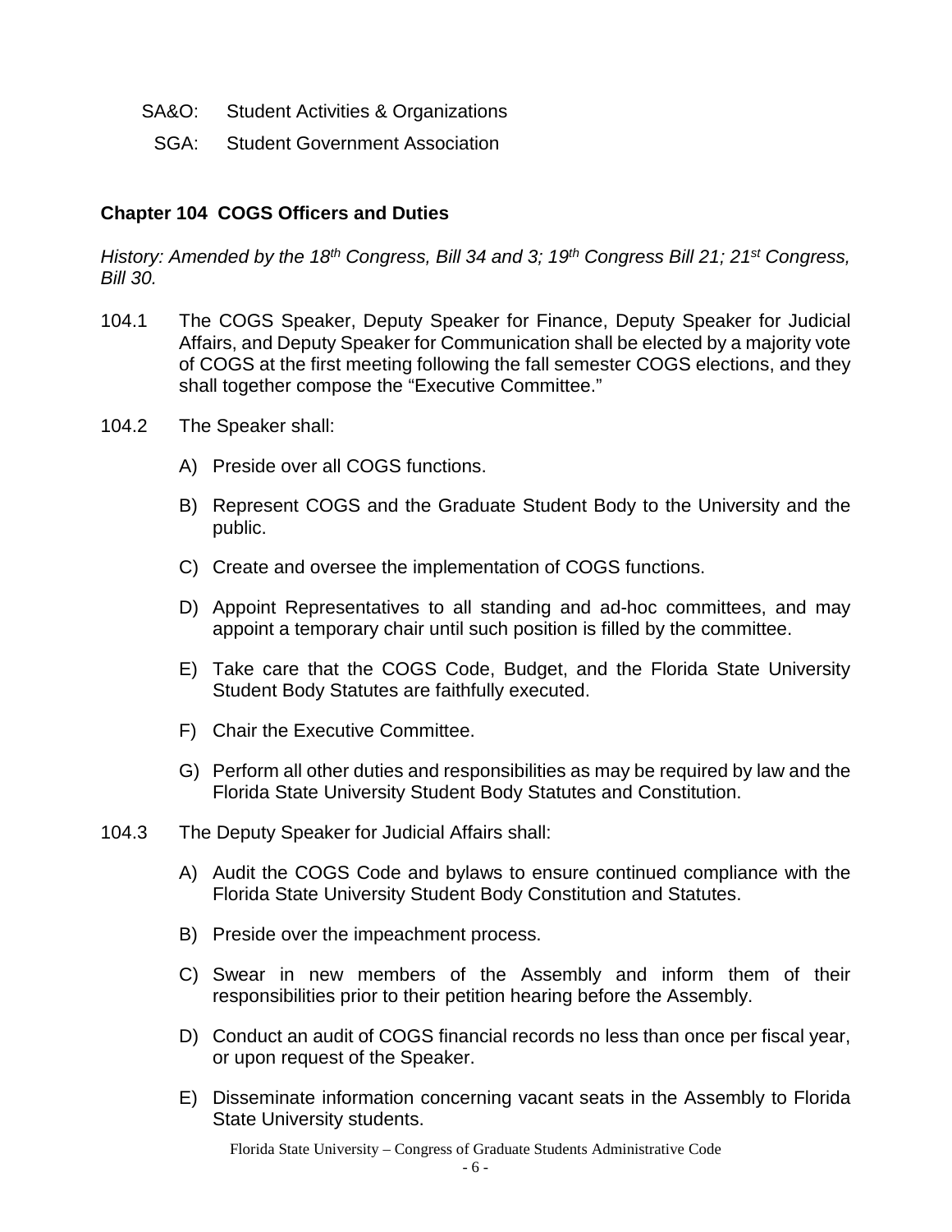SA&O: Student Activities & Organizations

SGA: Student Government Association

## Chapter 104 COGS Officers and Duties

*History: Amended by the 18th Congress, Bill 34 and 3; 19th Congress Bill 21; 21st Congress, Bill 30.*

104.1 The COGS Speaker, Deputy Speaker for Finance, Deputy Speaker for Judicial Affairs, and Deputy Speaker for Communication shall be elected by a majority vote of COGS at the first meeting following the fall semester COGS elections, and they shall together compose the "Executive Committee."

104.2 The Speaker shall:

A) Preside over all COGS functions.

B) Represent COGS and the Graduate Student Body to the University and the public.

C) Create and oversee the implementation of COGS functions.

D) Appoint Representatives to all standing and ad-hoc committees, and may appoint a temporary chair until such position is filled by the committee.

E) Take care that the COGS Code, Budget, and the Florida State University Student Body Statutes are faithfully executed.

F) Chair the Executive Committee.

G) Perform all other duties and responsibilities as may be required by law and the Florida State University Student Body Statutes and Constitution.

104.3 The Deputy Speaker for Judicial Affairs shall:

A) Audit the COGS Code and bylaws to ensure continued compliance with the Florida State University Student Body Constitution and Statutes.

B) Preside over the impeachment process.

C) Swear in new members of the Assembly and inform them of their responsibilities prior to their petition hearing before the Assembly.

D) Conduct an audit of COGS financial records no less than once per fiscal year, or upon request of the Speaker.

E) Disseminate information concerning vacant seats in the Assembly to Florida State University students.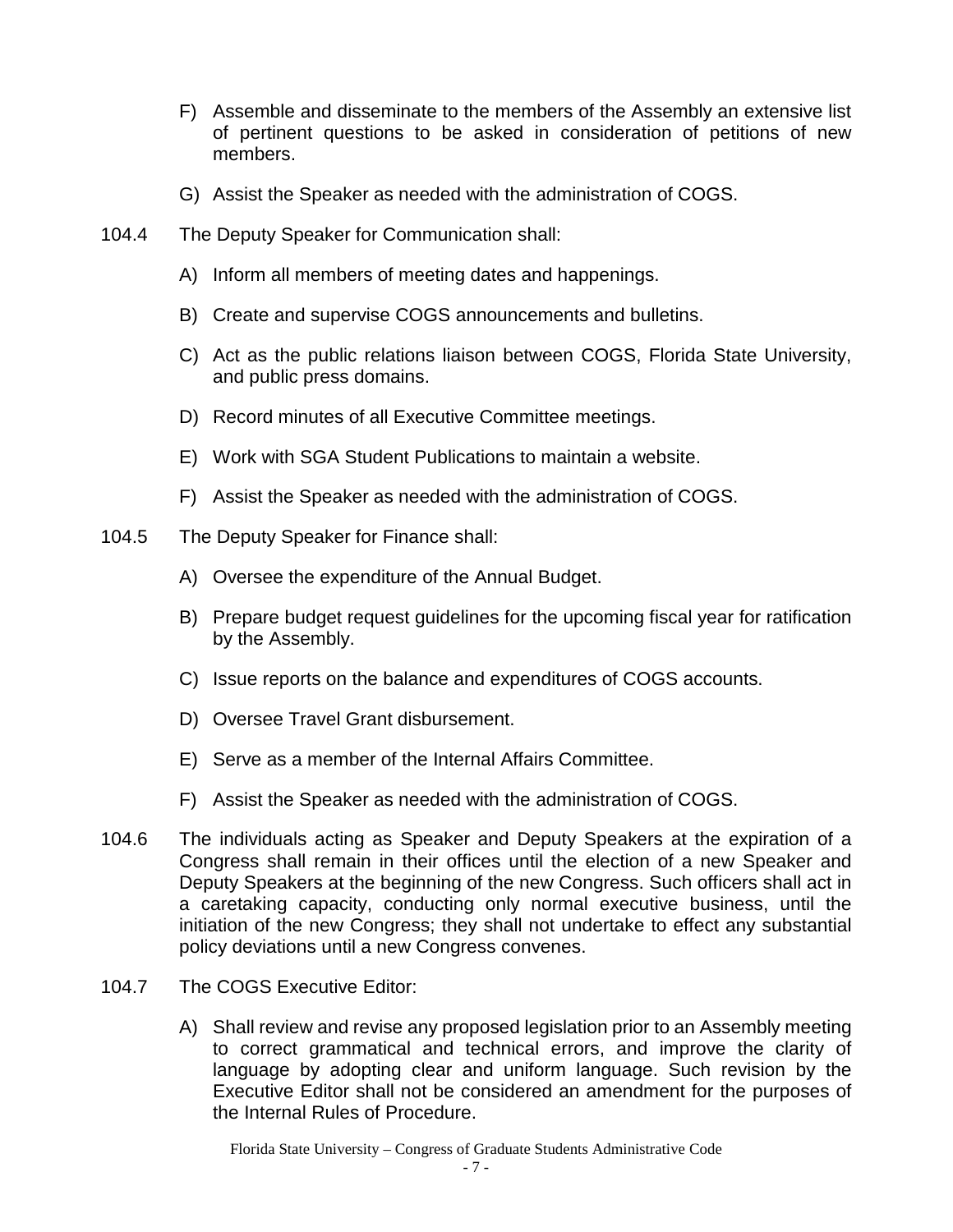F) Assemble and disseminate to the members of the Assembly an extensive list of pertinent questions to be asked in consideration of petitions of new members.

G) Assist the Speaker as needed with the administration of COGS.

104.4 The Deputy Speaker for Communication shall:

A) Inform all members of meeting dates and happenings.

B) Create and supervise COGS announcements and bulletins.

C) Act as the public relations liaison between COGS, Florida State University, and public press domains.

D) Record minutes of all Executive Committee meetings.

E) Work with SGA Student Publications to maintain a website.

F) Assist the Speaker as needed with the administration of COGS.

104.5 The Deputy Speaker for Finance shall:

A) Oversee the expenditure of the Annual Budget.

B) Prepare budget request guidelines for the upcoming fiscal year for ratification by the Assembly.

C) Issue reports on the balance and expenditures of COGS accounts.

D) Oversee Travel Grant disbursement.

E) Serve as a member of the Internal Affairs Committee.

F) Assist the Speaker as needed with the administration of COGS.

104.6 The individuals acting as Speaker and Deputy Speakers at the expiration of a Congress shall remain in their offices until the election of a new Speaker and Deputy Speakers at the beginning of the new Congress. Such officers shall act in a caretaking capacity, conducting only normal executive business, until the initiation of the new Congress; they shall not undertake to effect any substantial policy deviations until a new Congress convenes.

104.7 The COGS Executive Editor:

A) Shall review and revise any proposed legislation prior to an Assembly meeting to correct grammatical and technical errors, and improve the clarity of language by adopting clear and uniform language. Such revision by the Executive Editor shall not be considered an amendment for the purposes of the Internal Rules of Procedure.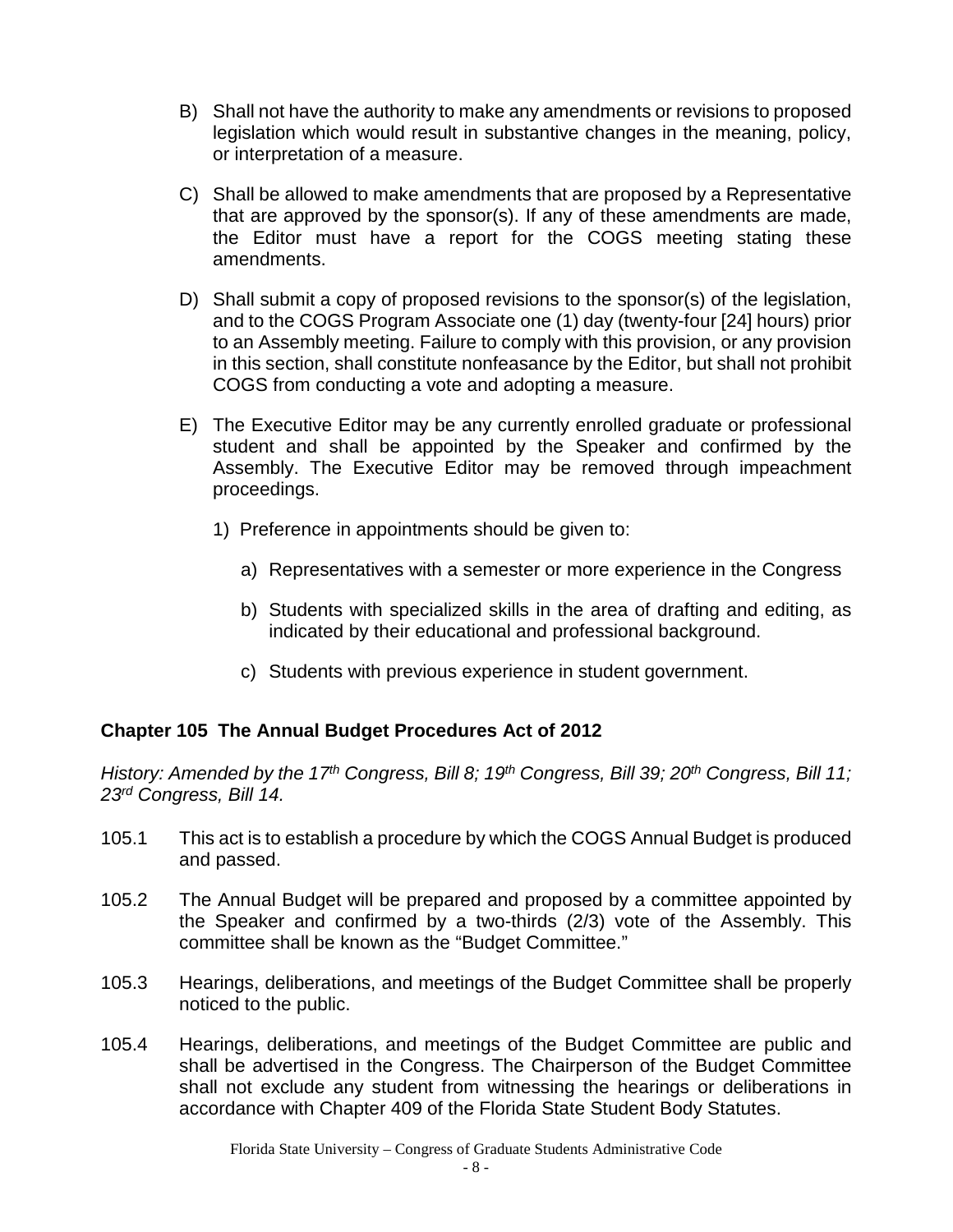B) Shall not have the authority to make any amendments or revisions to proposed legislation which would result in substantive changes in the meaning, policy, or interpretation of a measure.

C) Shall be allowed to make amendments that are proposed by a Representative that are approved by the sponsor(s). If any of these amendments are made, the Editor must have a report for the COGS meeting stating these amendments.

D) Shall submit a copy of proposed revisions to the sponsor(s) of the legislation, and to the COGS Program Associate one (1) day (twenty-four [24] hours) prior to an Assembly meeting. Failure to comply with this provision, or any provision in this section, shall constitute nonfeasance by the Editor, but shall not prohibit COGS from conducting a vote and adopting a measure.

E) The Executive Editor may be any currently enrolled graduate or professional student and shall be appointed by the Speaker and confirmed by the Assembly. The Executive Editor may be removed through impeachment proceedings.

   1) Preference in appointments should be given to:

      a) Representatives with a semester or more experience in the Congress

      b) Students with specialized skills in the area of drafting and editing, as indicated by their educational and professional background.

      c) Students with previous experience in student government.

### Chapter 105 The Annual Budget Procedures Act of 2012

*History: Amended by the 17th Congress, Bill 8; 19th Congress, Bill 39; 20th Congress, Bill 11; 23rd Congress, Bill 14.*

105.1 This act is to establish a procedure by which the COGS Annual Budget is produced and passed.

105.2 The Annual Budget will be prepared and proposed by a committee appointed by the Speaker and confirmed by a two-thirds (2/3) vote of the Assembly. This committee shall be known as the "Budget Committee."

105.3 Hearings, deliberations, and meetings of the Budget Committee shall be properly noticed to the public.

105.4 Hearings, deliberations, and meetings of the Budget Committee are public and shall be advertised in the Congress. The Chairperson of the Budget Committee shall not exclude any student from witnessing the hearings or deliberations in accordance with Chapter 409 of the Florida State Student Body Statutes.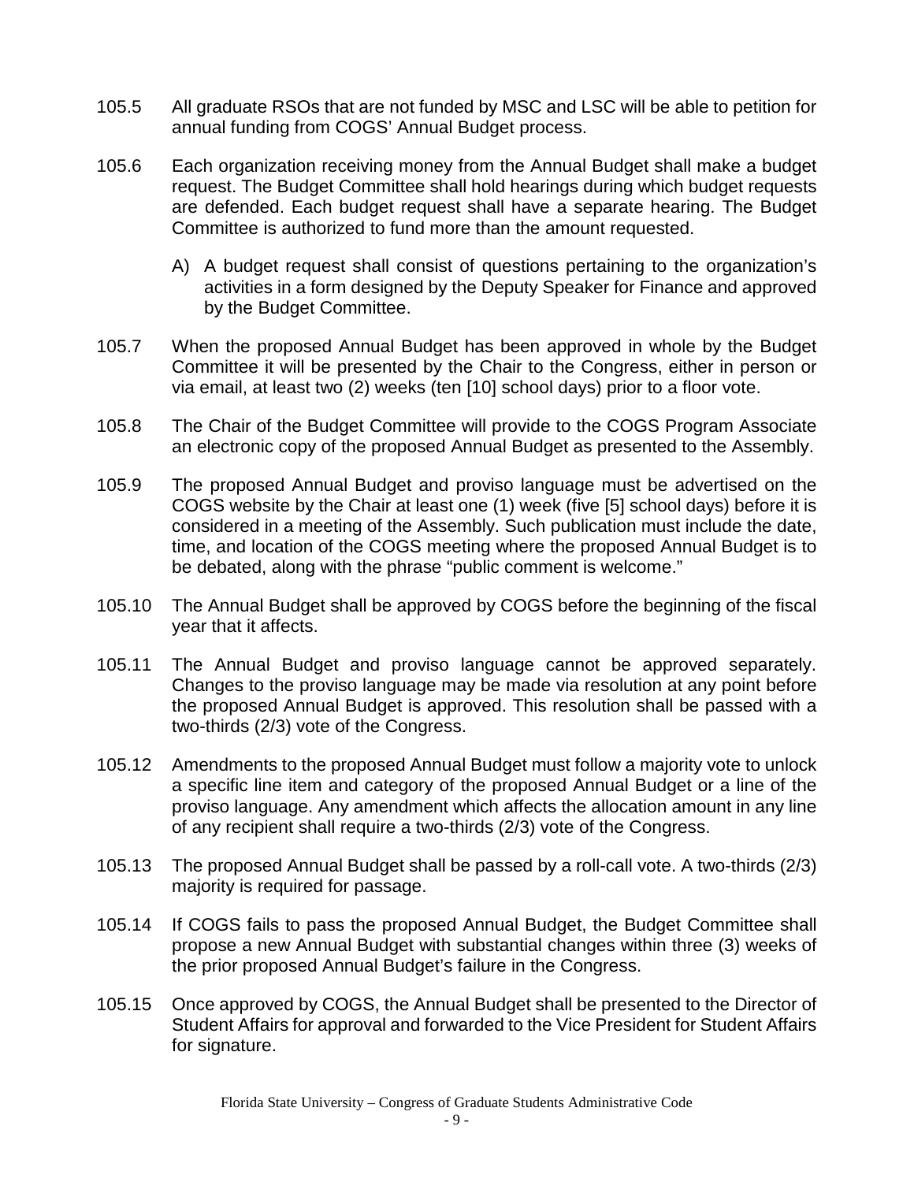105.5 All graduate RSOs that are not funded by MSC and LSC will be able to petition for annual funding from COGS' Annual Budget process.

105.6 Each organization receiving money from the Annual Budget shall make a budget request. The Budget Committee shall hold hearings during which budget requests are defended. Each budget request shall have a separate hearing. The Budget Committee is authorized to fund more than the amount requested.

A) A budget request shall consist of questions pertaining to the organization's activities in a form designed by the Deputy Speaker for Finance and approved by the Budget Committee.

105.7 When the proposed Annual Budget has been approved in whole by the Budget Committee it will be presented by the Chair to the Congress, either in person or via email, at least two (2) weeks (ten [10] school days) prior to a floor vote.

105.8 The Chair of the Budget Committee will provide to the COGS Program Associate an electronic copy of the proposed Annual Budget as presented to the Assembly.

105.9 The proposed Annual Budget and proviso language must be advertised on the COGS website by the Chair at least one (1) week (five [5] school days) before it is considered in a meeting of the Assembly. Such publication must include the date, time, and location of the COGS meeting where the proposed Annual Budget is to be debated, along with the phrase "public comment is welcome."

105.10 The Annual Budget shall be approved by COGS before the beginning of the fiscal year that it affects.

105.11 The Annual Budget and proviso language cannot be approved separately. Changes to the proviso language may be made via resolution at any point before the proposed Annual Budget is approved. This resolution shall be passed with a two-thirds (2/3) vote of the Congress.

105.12 Amendments to the proposed Annual Budget must follow a majority vote to unlock a specific line item and category of the proposed Annual Budget or a line of the proviso language. Any amendment which affects the allocation amount in any line of any recipient shall require a two-thirds (2/3) vote of the Congress.

105.13 The proposed Annual Budget shall be passed by a roll-call vote. A two-thirds (2/3) majority is required for passage.

105.14 If COGS fails to pass the proposed Annual Budget, the Budget Committee shall propose a new Annual Budget with substantial changes within three (3) weeks of the prior proposed Annual Budget's failure in the Congress.

105.15 Once approved by COGS, the Annual Budget shall be presented to the Director of Student Affairs for approval and forwarded to the Vice President for Student Affairs for signature.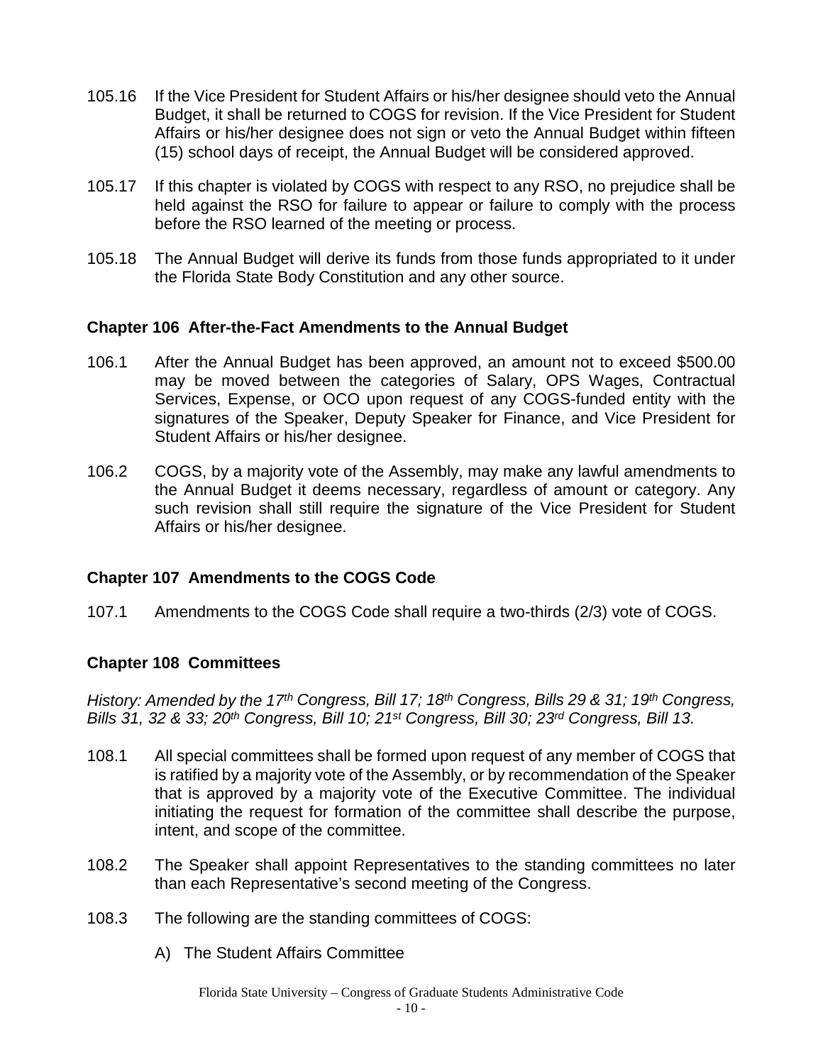105.16 If the Vice President for Student Affairs or his/her designee should veto the Annual Budget, it shall be returned to COGS for revision. If the Vice President for Student Affairs or his/her designee does not sign or veto the Annual Budget within fifteen (15) school days of receipt, the Annual Budget will be considered approved.

105.17 If this chapter is violated by COGS with respect to any RSO, no prejudice shall be held against the RSO for failure to appear or failure to comply with the process before the RSO learned of the meeting or process.

105.18 The Annual Budget will derive its funds from those funds appropriated to it under the Florida State Body Constitution and any other source.

### Chapter 106 After-the-Fact Amendments to the Annual Budget

106.1 After the Annual Budget has been approved, an amount not to exceed $500.00 may be moved between the categories of Salary, OPS Wages, Contractual Services, Expense, or OCO upon request of any COGS-funded entity with the signatures of the Speaker, Deputy Speaker for Finance, and Vice President for Student Affairs or his/her designee.

106.2 COGS, by a majority vote of the Assembly, may make any lawful amendments to the Annual Budget it deems necessary, regardless of amount or category. Any such revision shall still require the signature of the Vice President for Student Affairs or his/her designee.

### Chapter 107 Amendments to the COGS Code

107.1 Amendments to the COGS Code shall require a two-thirds (2/3) vote of COGS.

### Chapter 108 Committees

*History: Amended by the 17th Congress, Bill 17; 18th Congress, Bills 29 & 31; 19th Congress, Bills 31, 32 & 33; 20th Congress, Bill 10; 21st Congress, Bill 30; 23rd Congress, Bill 13.*

108.1 All special committees shall be formed upon request of any member of COGS that is ratified by a majority vote of the Assembly, or by recommendation of the Speaker that is approved by a majority vote of the Executive Committee. The individual initiating the request for formation of the committee shall describe the purpose, intent, and scope of the committee.

108.2 The Speaker shall appoint Representatives to the standing committees no later than each Representative's second meeting of the Congress.

108.3 The following are the standing committees of COGS:

A) The Student Affairs Committee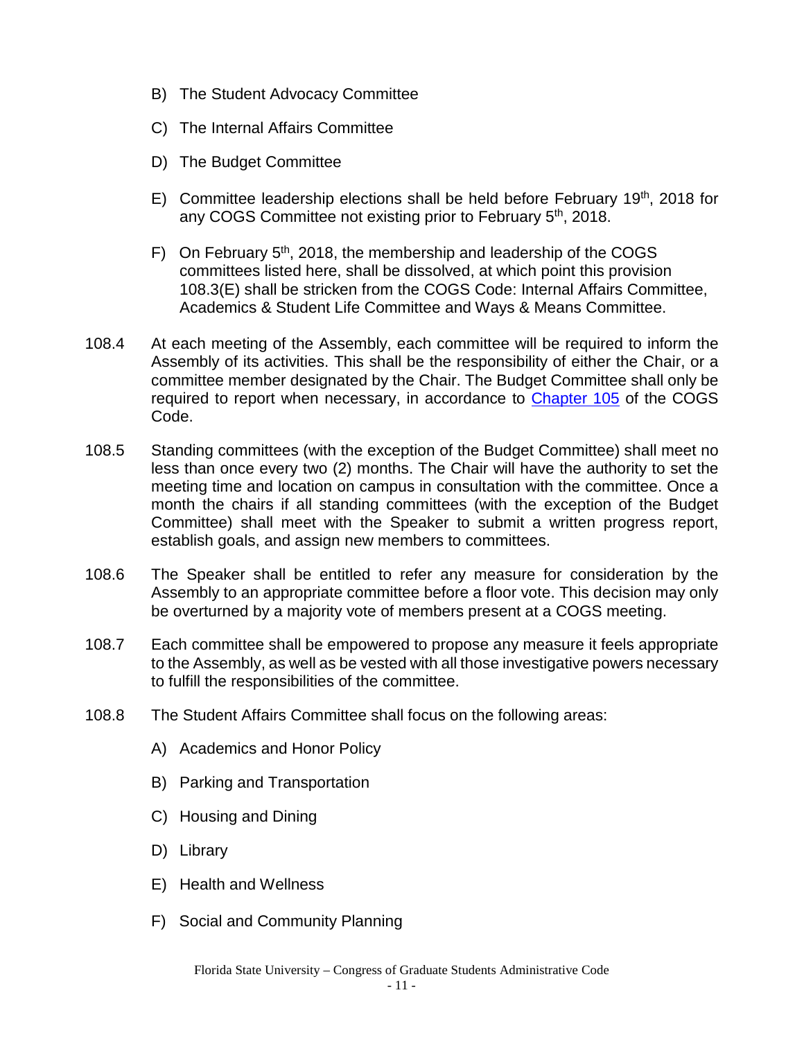B) The Student Advocacy Committee

C) The Internal Affairs Committee

D) The Budget Committee

E) Committee leadership elections shall be held before February 19th, 2018 for any COGS Committee not existing prior to February 5th, 2018.

F) On February 5th, 2018, the membership and leadership of the COGS committees listed here, shall be dissolved, at which point this provision 108.3(E) shall be stricken from the COGS Code: Internal Affairs Committee, Academics & Student Life Committee and Ways & Means Committee.

108.4 At each meeting of the Assembly, each committee will be required to inform the Assembly of its activities. This shall be the responsibility of either the Chair, or a committee member designated by the Chair. The Budget Committee shall only be required to report when necessary, in accordance to Chapter 105 of the COGS Code.

108.5 Standing committees (with the exception of the Budget Committee) shall meet no less than once every two (2) months. The Chair will have the authority to set the meeting time and location on campus in consultation with the committee. Once a month the chairs if all standing committees (with the exception of the Budget Committee) shall meet with the Speaker to submit a written progress report, establish goals, and assign new members to committees.

108.6 The Speaker shall be entitled to refer any measure for consideration by the Assembly to an appropriate committee before a floor vote. This decision may only be overturned by a majority vote of members present at a COGS meeting.

108.7 Each committee shall be empowered to propose any measure it feels appropriate to the Assembly, as well as be vested with all those investigative powers necessary to fulfill the responsibilities of the committee.

108.8 The Student Affairs Committee shall focus on the following areas:

A) Academics and Honor Policy

B) Parking and Transportation

C) Housing and Dining

D) Library

E) Health and Wellness

F) Social and Community Planning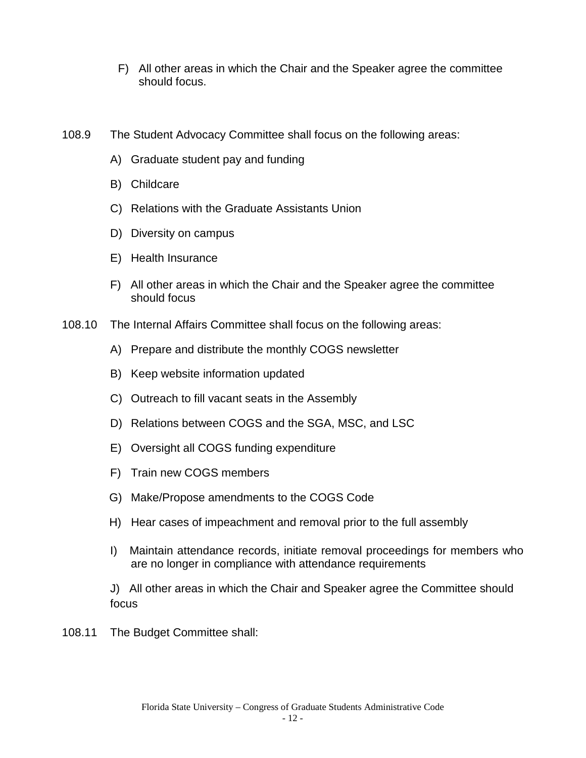F) All other areas in which the Chair and the Speaker agree the committee should focus.

108.9 The Student Advocacy Committee shall focus on the following areas:

A) Graduate student pay and funding

B) Childcare

C) Relations with the Graduate Assistants Union

D) Diversity on campus

E) Health Insurance

F) All other areas in which the Chair and the Speaker agree the committee should focus

108.10 The Internal Affairs Committee shall focus on the following areas:

A) Prepare and distribute the monthly COGS newsletter

B) Keep website information updated

C) Outreach to fill vacant seats in the Assembly

D) Relations between COGS and the SGA, MSC, and LSC

E) Oversight all COGS funding expenditure

F) Train new COGS members

G) Make/Propose amendments to the COGS Code

H) Hear cases of impeachment and removal prior to the full assembly

I) Maintain attendance records, initiate removal proceedings for members who are no longer in compliance with attendance requirements

J) All other areas in which the Chair and Speaker agree the Committee should focus

108.11 The Budget Committee shall: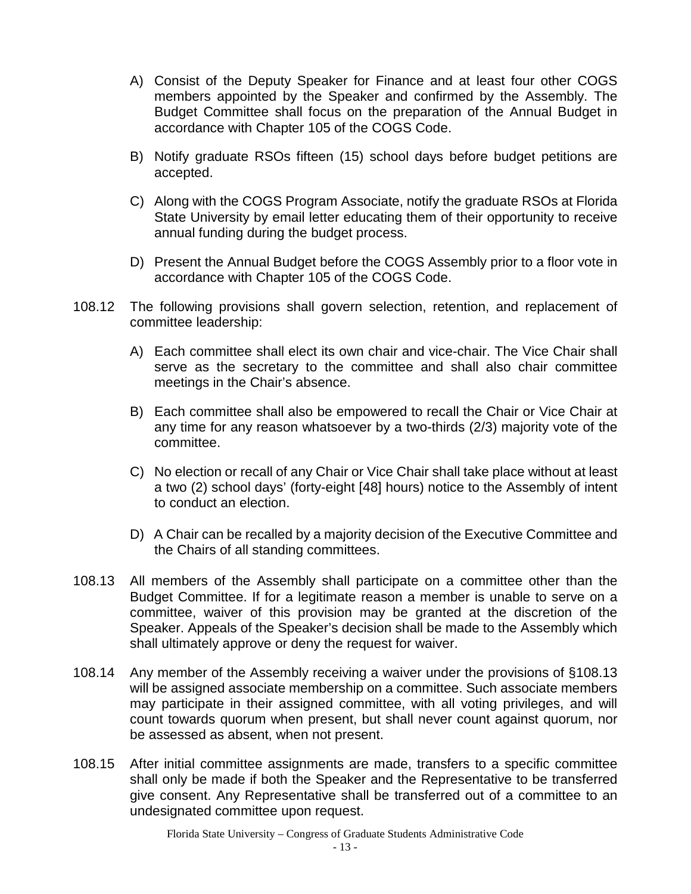A) Consist of the Deputy Speaker for Finance and at least four other COGS members appointed by the Speaker and confirmed by the Assembly. The Budget Committee shall focus on the preparation of the Annual Budget in accordance with Chapter 105 of the COGS Code.

B) Notify graduate RSOs fifteen (15) school days before budget petitions are accepted.

C) Along with the COGS Program Associate, notify the graduate RSOs at Florida State University by email letter educating them of their opportunity to receive annual funding during the budget process.

D) Present the Annual Budget before the COGS Assembly prior to a floor vote in accordance with Chapter 105 of the COGS Code.

108.12 The following provisions shall govern selection, retention, and replacement of committee leadership:

A) Each committee shall elect its own chair and vice-chair. The Vice Chair shall serve as the secretary to the committee and shall also chair committee meetings in the Chair's absence.

B) Each committee shall also be empowered to recall the Chair or Vice Chair at any time for any reason whatsoever by a two-thirds (2/3) majority vote of the committee.

C) No election or recall of any Chair or Vice Chair shall take place without at least a two (2) school days' (forty-eight [48] hours) notice to the Assembly of intent to conduct an election.

D) A Chair can be recalled by a majority decision of the Executive Committee and the Chairs of all standing committees.

108.13 All members of the Assembly shall participate on a committee other than the Budget Committee. If for a legitimate reason a member is unable to serve on a committee, waiver of this provision may be granted at the discretion of the Speaker. Appeals of the Speaker's decision shall be made to the Assembly which shall ultimately approve or deny the request for waiver.

108.14 Any member of the Assembly receiving a waiver under the provisions of §108.13 will be assigned associate membership on a committee. Such associate members may participate in their assigned committee, with all voting privileges, and will count towards quorum when present, but shall never count against quorum, nor be assessed as absent, when not present.

108.15 After initial committee assignments are made, transfers to a specific committee shall only be made if both the Speaker and the Representative to be transferred give consent. Any Representative shall be transferred out of a committee to an undesignated committee upon request.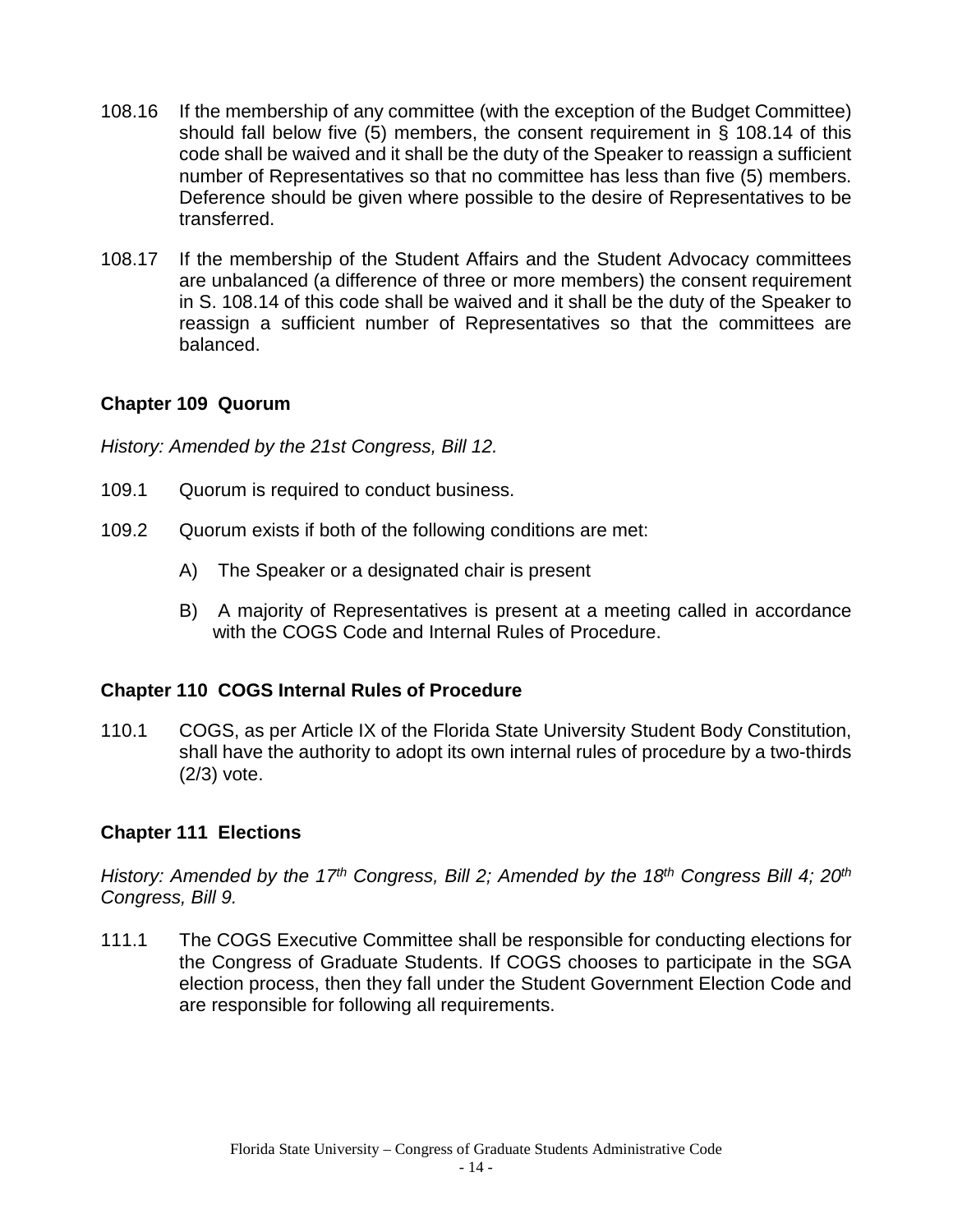108.16 If the membership of any committee (with the exception of the Budget Committee) should fall below five (5) members, the consent requirement in § 108.14 of this code shall be waived and it shall be the duty of the Speaker to reassign a sufficient number of Representatives so that no committee has less than five (5) members. Deference should be given where possible to the desire of Representatives to be transferred.

108.17 If the membership of the Student Affairs and the Student Advocacy committees are unbalanced (a difference of three or more members) the consent requirement in S. 108.14 of this code shall be waived and it shall be the duty of the Speaker to reassign a sufficient number of Representatives so that the committees are balanced.

### Chapter 109 Quorum

*History: Amended by the 21st Congress, Bill 12.*

109.1 Quorum is required to conduct business.

109.2 Quorum exists if both of the following conditions are met:

A) The Speaker or a designated chair is present

B) A majority of Representatives is present at a meeting called in accordance with the COGS Code and Internal Rules of Procedure.

### Chapter 110 COGS Internal Rules of Procedure

110.1 COGS, as per Article IX of the Florida State University Student Body Constitution, shall have the authority to adopt its own internal rules of procedure by a two-thirds (2/3) vote.

### Chapter 111 Elections

*History: Amended by the 17th Congress, Bill 2; Amended by the 18th Congress Bill 4; 20th Congress, Bill 9.*

111.1 The COGS Executive Committee shall be responsible for conducting elections for the Congress of Graduate Students. If COGS chooses to participate in the SGA election process, then they fall under the Student Government Election Code and are responsible for following all requirements.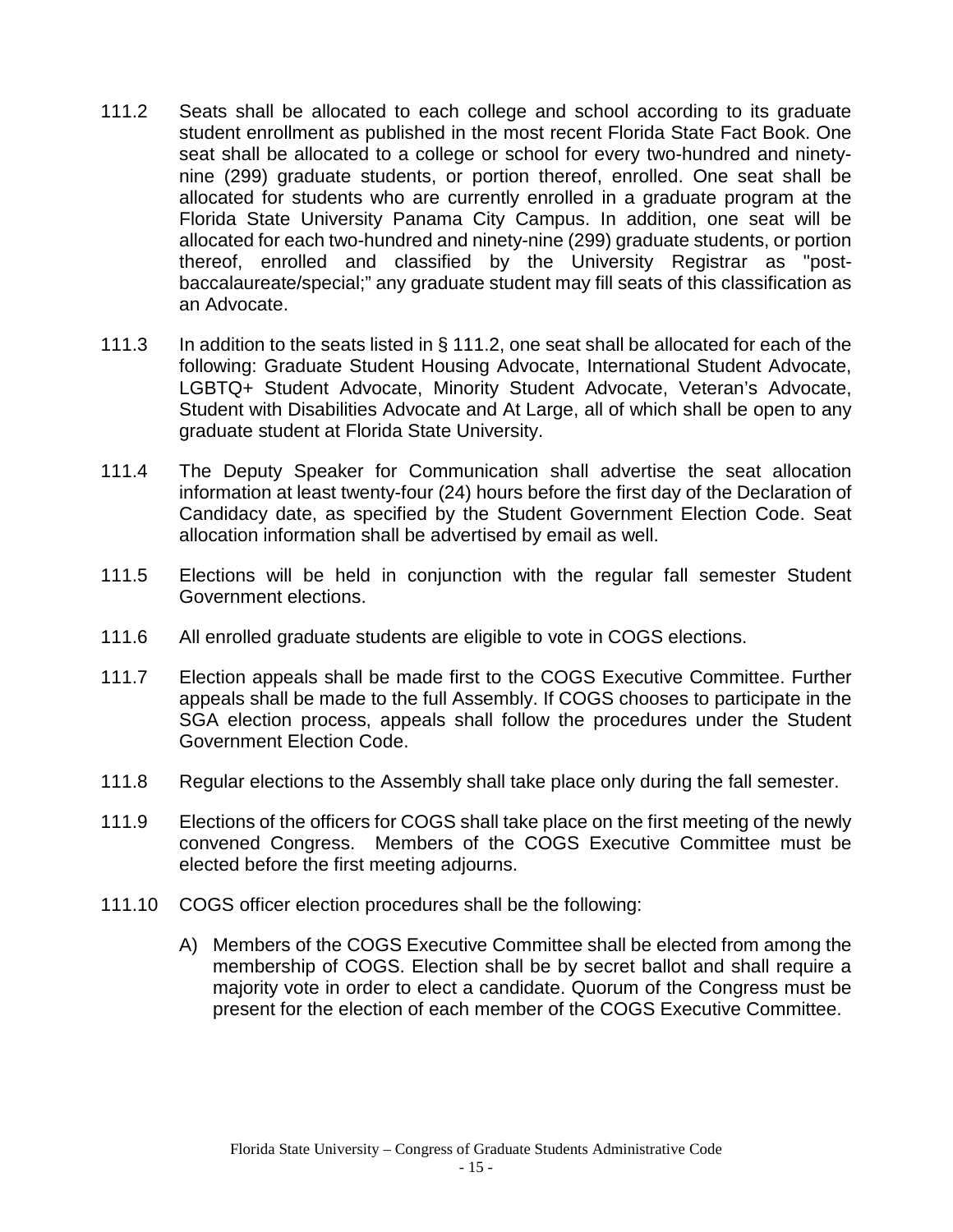111.2 Seats shall be allocated to each college and school according to its graduate student enrollment as published in the most recent Florida State Fact Book. One seat shall be allocated to a college or school for every two-hundred and ninety-nine (299) graduate students, or portion thereof, enrolled. One seat shall be allocated for students who are currently enrolled in a graduate program at the Florida State University Panama City Campus. In addition, one seat will be allocated for each two-hundred and ninety-nine (299) graduate students, or portion thereof, enrolled and classified by the University Registrar as "post-baccalaureate/special;" any graduate student may fill seats of this classification as an Advocate.

111.3 In addition to the seats listed in § 111.2, one seat shall be allocated for each of the following: Graduate Student Housing Advocate, International Student Advocate, LGBTQ+ Student Advocate, Minority Student Advocate, Veteran's Advocate, Student with Disabilities Advocate and At Large, all of which shall be open to any graduate student at Florida State University.

111.4 The Deputy Speaker for Communication shall advertise the seat allocation information at least twenty-four (24) hours before the first day of the Declaration of Candidacy date, as specified by the Student Government Election Code. Seat allocation information shall be advertised by email as well.

111.5 Elections will be held in conjunction with the regular fall semester Student Government elections.

111.6 All enrolled graduate students are eligible to vote in COGS elections.

111.7 Election appeals shall be made first to the COGS Executive Committee. Further appeals shall be made to the full Assembly. If COGS chooses to participate in the SGA election process, appeals shall follow the procedures under the Student Government Election Code.

111.8 Regular elections to the Assembly shall take place only during the fall semester.

111.9 Elections of the officers for COGS shall take place on the first meeting of the newly convened Congress. Members of the COGS Executive Committee must be elected before the first meeting adjourns.

111.10 COGS officer election procedures shall be the following:

A) Members of the COGS Executive Committee shall be elected from among the membership of COGS. Election shall be by secret ballot and shall require a majority vote in order to elect a candidate. Quorum of the Congress must be present for the election of each member of the COGS Executive Committee.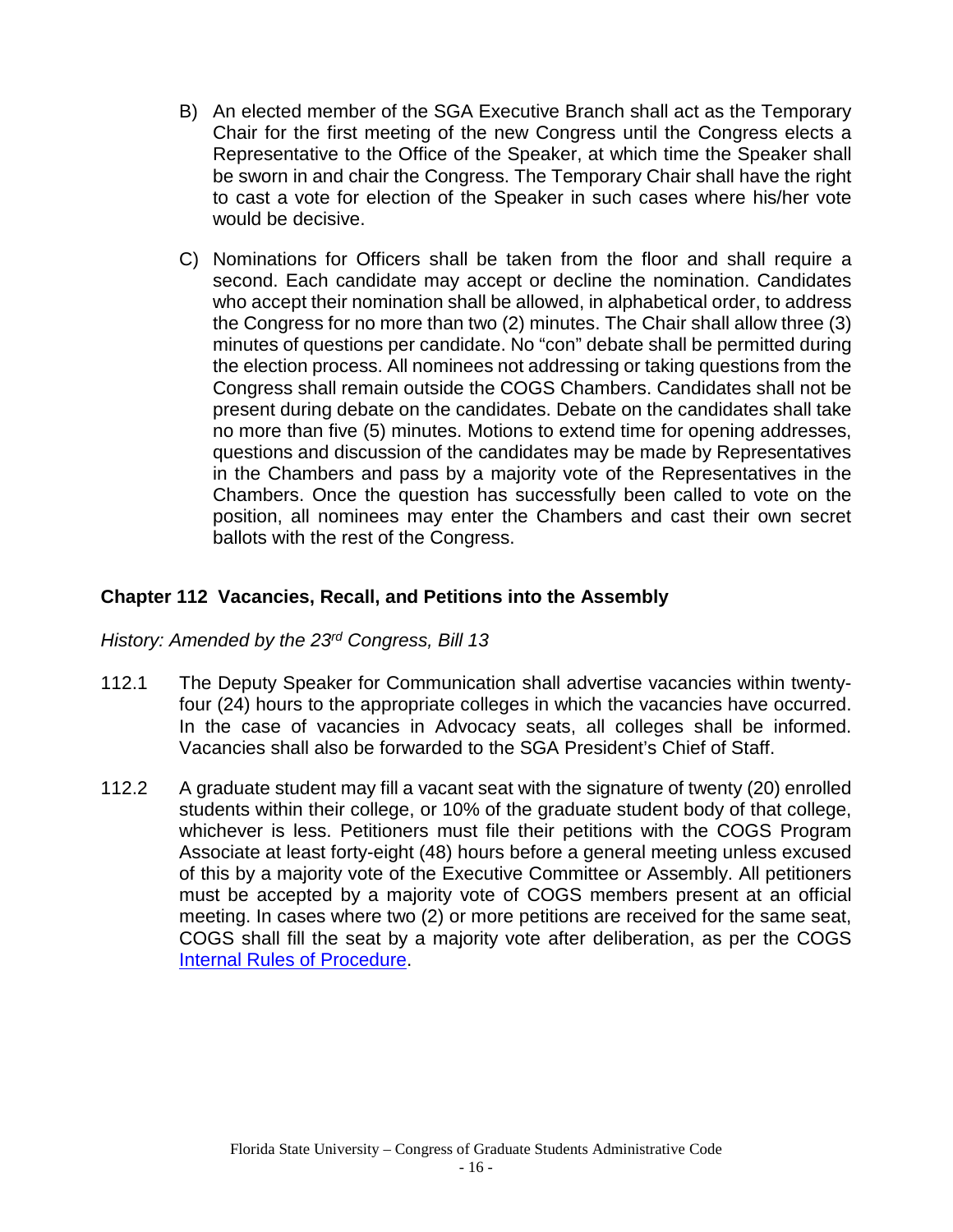B) An elected member of the SGA Executive Branch shall act as the Temporary Chair for the first meeting of the new Congress until the Congress elects a Representative to the Office of the Speaker, at which time the Speaker shall be sworn in and chair the Congress. The Temporary Chair shall have the right to cast a vote for election of the Speaker in such cases where his/her vote would be decisive.

C) Nominations for Officers shall be taken from the floor and shall require a second. Each candidate may accept or decline the nomination. Candidates who accept their nomination shall be allowed, in alphabetical order, to address the Congress for no more than two (2) minutes. The Chair shall allow three (3) minutes of questions per candidate. No "con" debate shall be permitted during the election process. All nominees not addressing or taking questions from the Congress shall remain outside the COGS Chambers. Candidates shall not be present during debate on the candidates. Debate on the candidates shall take no more than five (5) minutes. Motions to extend time for opening addresses, questions and discussion of the candidates may be made by Representatives in the Chambers and pass by a majority vote of the Representatives in the Chambers. Once the question has successfully been called to vote on the position, all nominees may enter the Chambers and cast their own secret ballots with the rest of the Congress.

## Chapter 112 Vacancies, Recall, and Petitions into the Assembly

*History: Amended by the 23rd Congress, Bill 13*

112.1 The Deputy Speaker for Communication shall advertise vacancies within twenty-four (24) hours to the appropriate colleges in which the vacancies have occurred. In the case of vacancies in Advocacy seats, all colleges shall be informed. Vacancies shall also be forwarded to the SGA President's Chief of Staff.

112.2 A graduate student may fill a vacant seat with the signature of twenty (20) enrolled students within their college, or 10% of the graduate student body of that college, whichever is less. Petitioners must file their petitions with the COGS Program Associate at least forty-eight (48) hours before a general meeting unless excused of this by a majority vote of the Executive Committee or Assembly. All petitioners must be accepted by a majority vote of COGS members present at an official meeting. In cases where two (2) or more petitions are received for the same seat, COGS shall fill the seat by a majority vote after deliberation, as per the COGS Internal Rules of Procedure.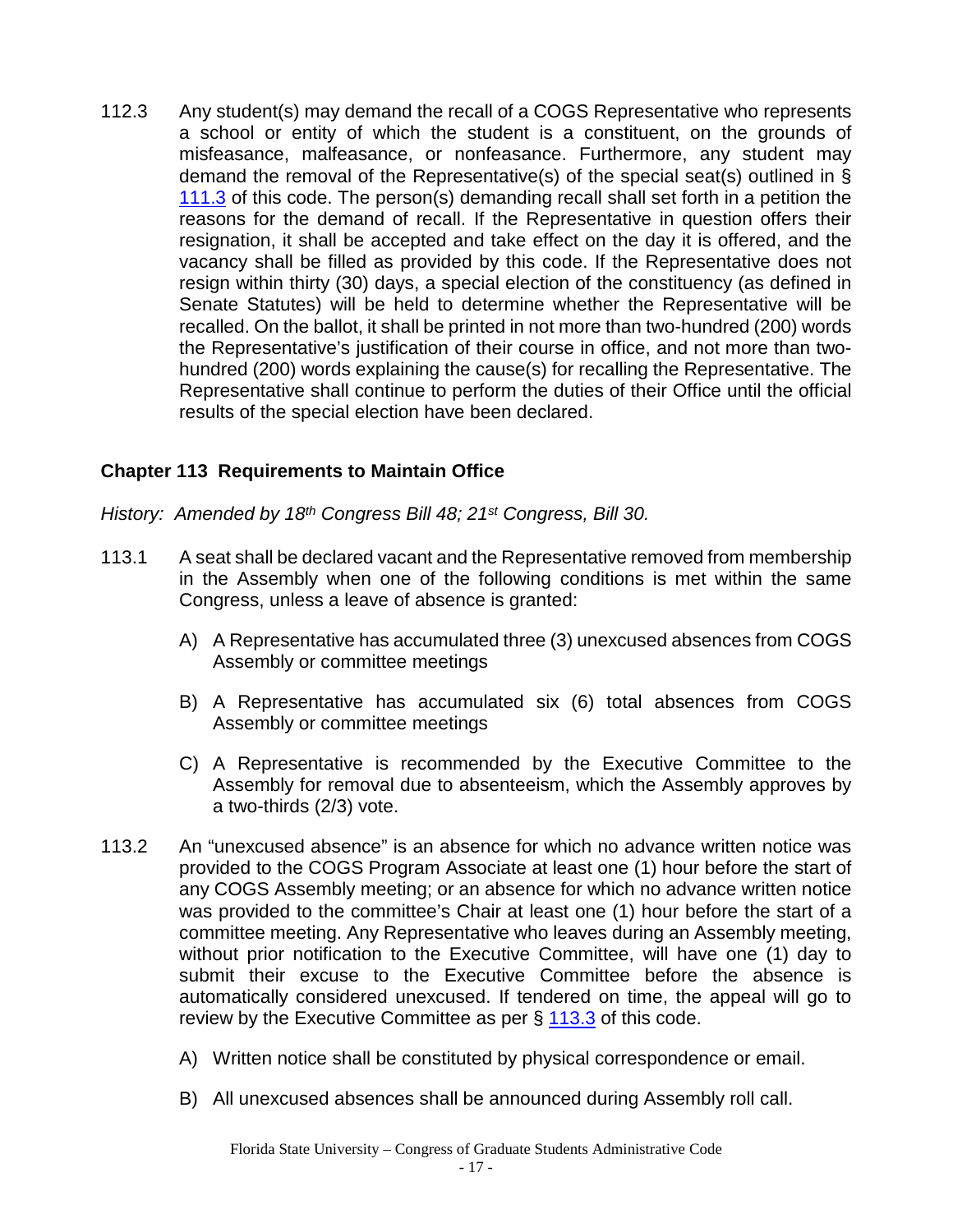112.3 Any student(s) may demand the recall of a COGS Representative who represents a school or entity of which the student is a constituent, on the grounds of misfeasance, malfeasance, or nonfeasance. Furthermore, any student may demand the removal of the Representative(s) of the special seat(s) outlined in § 111.3 of this code. The person(s) demanding recall shall set forth in a petition the reasons for the demand of recall. If the Representative in question offers their resignation, it shall be accepted and take effect on the day it is offered, and the vacancy shall be filled as provided by this code. If the Representative does not resign within thirty (30) days, a special election of the constituency (as defined in Senate Statutes) will be held to determine whether the Representative will be recalled. On the ballot, it shall be printed in not more than two-hundred (200) words the Representative's justification of their course in office, and not more than two-hundred (200) words explaining the cause(s) for recalling the Representative. The Representative shall continue to perform the duties of their Office until the official results of the special election have been declared.

## Chapter 113 Requirements to Maintain Office

*History: Amended by 18th Congress Bill 48; 21st Congress, Bill 30.*

113.1 A seat shall be declared vacant and the Representative removed from membership in the Assembly when one of the following conditions is met within the same Congress, unless a leave of absence is granted:

A) A Representative has accumulated three (3) unexcused absences from COGS Assembly or committee meetings

B) A Representative has accumulated six (6) total absences from COGS Assembly or committee meetings

C) A Representative is recommended by the Executive Committee to the Assembly for removal due to absenteeism, which the Assembly approves by a two-thirds (2/3) vote.

113.2 An "unexcused absence" is an absence for which no advance written notice was provided to the COGS Program Associate at least one (1) hour before the start of any COGS Assembly meeting; or an absence for which no advance written notice was provided to the committee's Chair at least one (1) hour before the start of a committee meeting. Any Representative who leaves during an Assembly meeting, without prior notification to the Executive Committee, will have one (1) day to submit their excuse to the Executive Committee before the absence is automatically considered unexcused. If tendered on time, the appeal will go to review by the Executive Committee as per § 113.3 of this code.

A) Written notice shall be constituted by physical correspondence or email.

B) All unexcused absences shall be announced during Assembly roll call.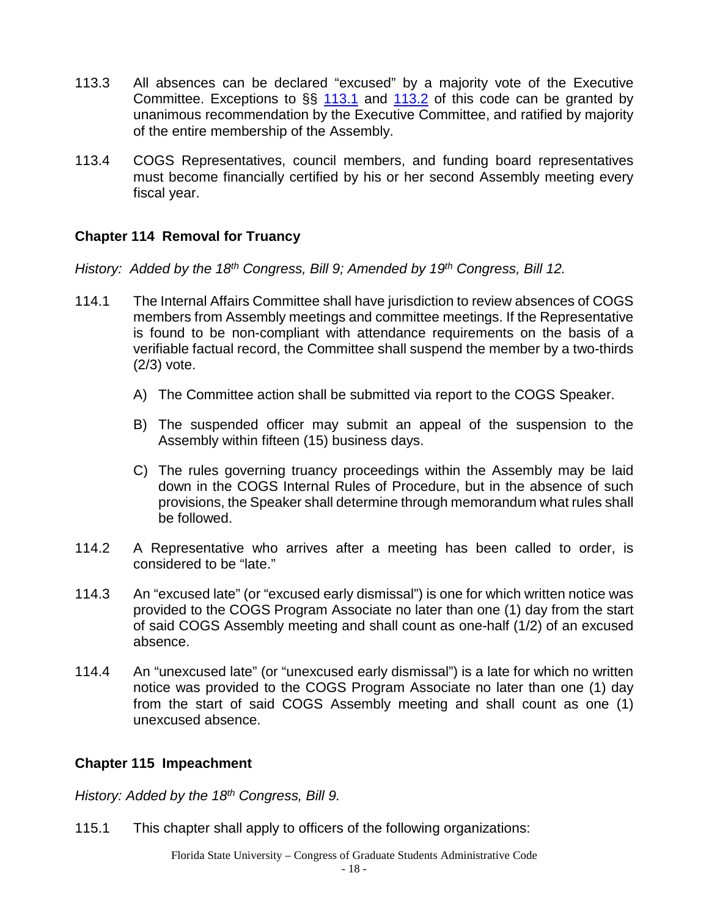113.3 All absences can be declared "excused" by a majority vote of the Executive Committee. Exceptions to §§ 113.1 and 113.2 of this code can be granted by unanimous recommendation by the Executive Committee, and ratified by majority of the entire membership of the Assembly.

113.4 COGS Representatives, council members, and funding board representatives must become financially certified by his or her second Assembly meeting every fiscal year.

### Chapter 114 Removal for Truancy

*History: Added by the 18th Congress, Bill 9; Amended by 19th Congress, Bill 12.*

114.1 The Internal Affairs Committee shall have jurisdiction to review absences of COGS members from Assembly meetings and committee meetings. If the Representative is found to be non-compliant with attendance requirements on the basis of a verifiable factual record, the Committee shall suspend the member by a two-thirds (2/3) vote.

A) The Committee action shall be submitted via report to the COGS Speaker.

B) The suspended officer may submit an appeal of the suspension to the Assembly within fifteen (15) business days.

C) The rules governing truancy proceedings within the Assembly may be laid down in the COGS Internal Rules of Procedure, but in the absence of such provisions, the Speaker shall determine through memorandum what rules shall be followed.

114.2 A Representative who arrives after a meeting has been called to order, is considered to be "late."

114.3 An "excused late" (or "excused early dismissal") is one for which written notice was provided to the COGS Program Associate no later than one (1) day from the start of said COGS Assembly meeting and shall count as one-half (1/2) of an excused absence.

114.4 An "unexcused late" (or "unexcused early dismissal") is a late for which no written notice was provided to the COGS Program Associate no later than one (1) day from the start of said COGS Assembly meeting and shall count as one (1) unexcused absence.

### Chapter 115 Impeachment

*History: Added by the 18th Congress, Bill 9.*

115.1 This chapter shall apply to officers of the following organizations: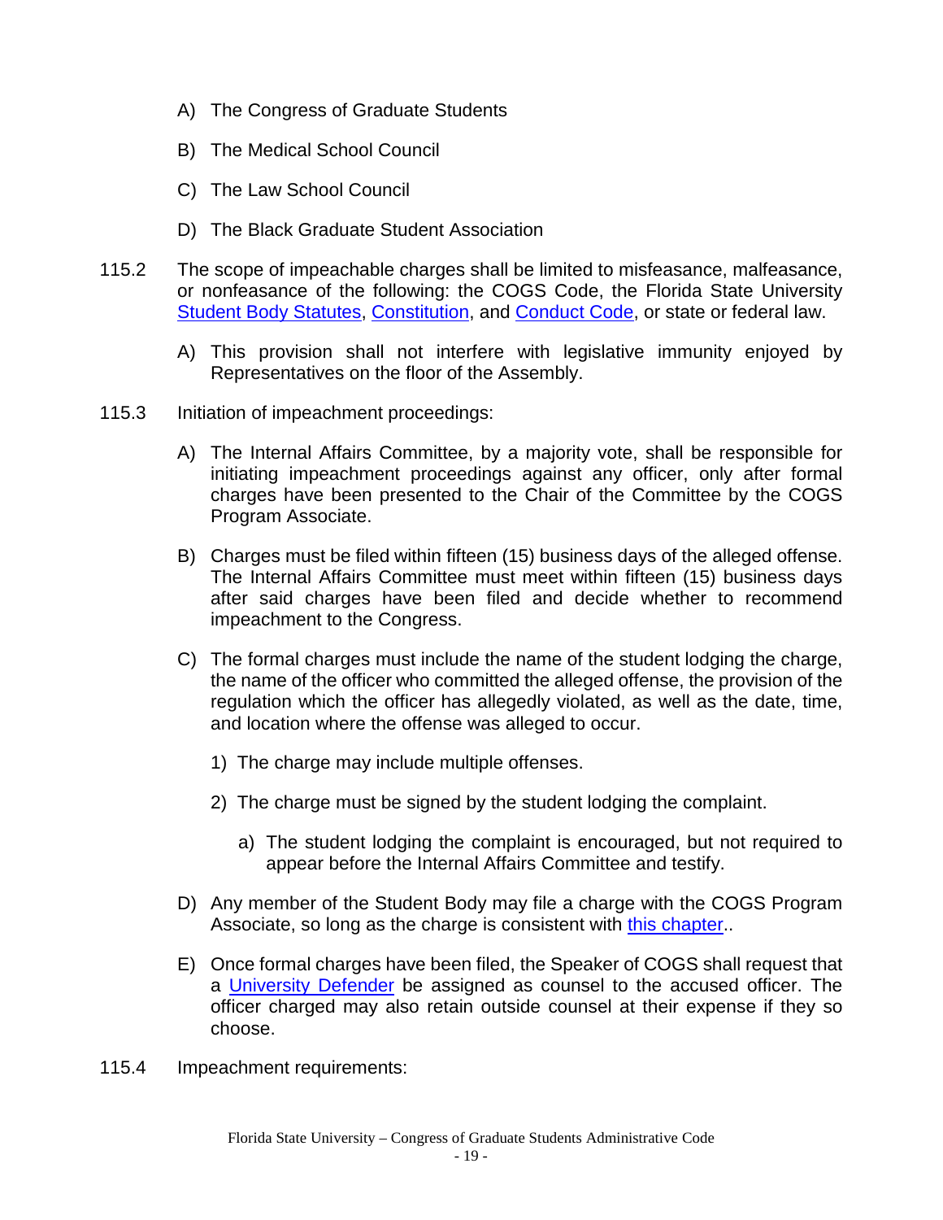A) The Congress of Graduate Students

B) The Medical School Council

C) The Law School Council

D) The Black Graduate Student Association

115.2 The scope of impeachable charges shall be limited to misfeasance, malfeasance, or nonfeasance of the following: the COGS Code, the Florida State University Student Body Statutes, Constitution, and Conduct Code, or state or federal law.

A) This provision shall not interfere with legislative immunity enjoyed by Representatives on the floor of the Assembly.

115.3 Initiation of impeachment proceedings:

A) The Internal Affairs Committee, by a majority vote, shall be responsible for initiating impeachment proceedings against any officer, only after formal charges have been presented to the Chair of the Committee by the COGS Program Associate.

B) Charges must be filed within fifteen (15) business days of the alleged offense. The Internal Affairs Committee must meet within fifteen (15) business days after said charges have been filed and decide whether to recommend impeachment to the Congress.

C) The formal charges must include the name of the student lodging the charge, the name of the officer who committed the alleged offense, the provision of the regulation which the officer has allegedly violated, as well as the date, time, and location where the offense was alleged to occur.

1) The charge may include multiple offenses.

2) The charge must be signed by the student lodging the complaint.

a) The student lodging the complaint is encouraged, but not required to appear before the Internal Affairs Committee and testify.

D) Any member of the Student Body may file a charge with the COGS Program Associate, so long as the charge is consistent with this chapter..

E) Once formal charges have been filed, the Speaker of COGS shall request that a University Defender be assigned as counsel to the accused officer. The officer charged may also retain outside counsel at their expense if they so choose.

115.4 Impeachment requirements: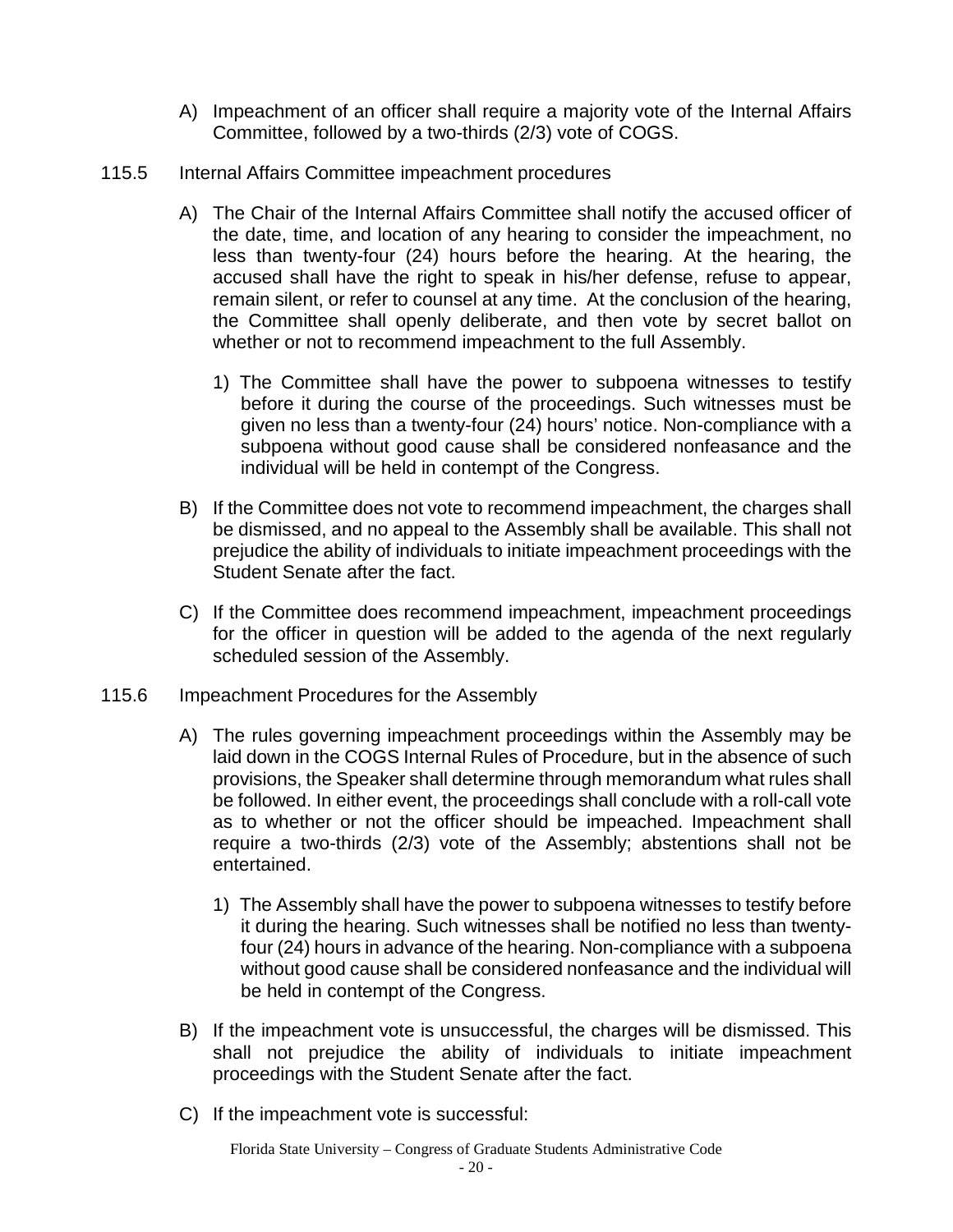A) Impeachment of an officer shall require a majority vote of the Internal Affairs Committee, followed by a two-thirds (2/3) vote of COGS.

115.5 Internal Affairs Committee impeachment procedures

A) The Chair of the Internal Affairs Committee shall notify the accused officer of the date, time, and location of any hearing to consider the impeachment, no less than twenty-four (24) hours before the hearing. At the hearing, the accused shall have the right to speak in his/her defense, refuse to appear, remain silent, or refer to counsel at any time. At the conclusion of the hearing, the Committee shall openly deliberate, and then vote by secret ballot on whether or not to recommend impeachment to the full Assembly.

   1) The Committee shall have the power to subpoena witnesses to testify before it during the course of the proceedings. Such witnesses must be given no less than a twenty-four (24) hours' notice. Non-compliance with a subpoena without good cause shall be considered nonfeasance and the individual will be held in contempt of the Congress.

B) If the Committee does not vote to recommend impeachment, the charges shall be dismissed, and no appeal to the Assembly shall be available. This shall not prejudice the ability of individuals to initiate impeachment proceedings with the Student Senate after the fact.

C) If the Committee does recommend impeachment, impeachment proceedings for the officer in question will be added to the agenda of the next regularly scheduled session of the Assembly.

115.6 Impeachment Procedures for the Assembly

A) The rules governing impeachment proceedings within the Assembly may be laid down in the COGS Internal Rules of Procedure, but in the absence of such provisions, the Speaker shall determine through memorandum what rules shall be followed. In either event, the proceedings shall conclude with a roll-call vote as to whether or not the officer should be impeached. Impeachment shall require a two-thirds (2/3) vote of the Assembly; abstentions shall not be entertained.

   1) The Assembly shall have the power to subpoena witnesses to testify before it during the hearing. Such witnesses shall be notified no less than twenty-four (24) hours in advance of the hearing. Non-compliance with a subpoena without good cause shall be considered nonfeasance and the individual will be held in contempt of the Congress.

B) If the impeachment vote is unsuccessful, the charges will be dismissed. This shall not prejudice the ability of individuals to initiate impeachment proceedings with the Student Senate after the fact.

C) If the impeachment vote is successful: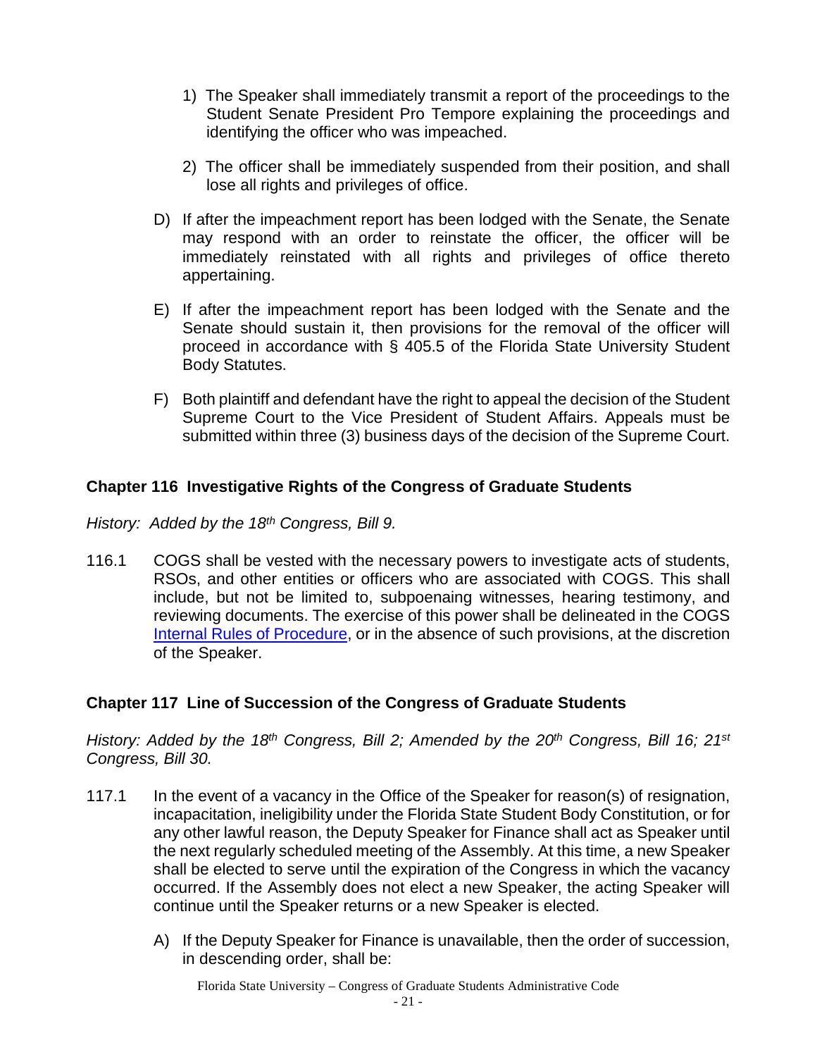1) The Speaker shall immediately transmit a report of the proceedings to the Student Senate President Pro Tempore explaining the proceedings and identifying the officer who was impeached.

2) The officer shall be immediately suspended from their position, and shall lose all rights and privileges of office.

D) If after the impeachment report has been lodged with the Senate, the Senate may respond with an order to reinstate the officer, the officer will be immediately reinstated with all rights and privileges of office thereto appertaining.

E) If after the impeachment report has been lodged with the Senate and the Senate should sustain it, then provisions for the removal of the officer will proceed in accordance with § 405.5 of the Florida State University Student Body Statutes.

F) Both plaintiff and defendant have the right to appeal the decision of the Student Supreme Court to the Vice President of Student Affairs. Appeals must be submitted within three (3) business days of the decision of the Supreme Court.

## Chapter 116 Investigative Rights of the Congress of Graduate Students

*History: Added by the 18th Congress, Bill 9.*

116.1 COGS shall be vested with the necessary powers to investigate acts of students, RSOs, and other entities or officers who are associated with COGS. This shall include, but not be limited to, subpoenaing witnesses, hearing testimony, and reviewing documents. The exercise of this power shall be delineated in the COGS Internal Rules of Procedure, or in the absence of such provisions, at the discretion of the Speaker.

## Chapter 117 Line of Succession of the Congress of Graduate Students

*History: Added by the 18th Congress, Bill 2; Amended by the 20th Congress, Bill 16; 21st Congress, Bill 30.*

117.1 In the event of a vacancy in the Office of the Speaker for reason(s) of resignation, incapacitation, ineligibility under the Florida State Student Body Constitution, or for any other lawful reason, the Deputy Speaker for Finance shall act as Speaker until the next regularly scheduled meeting of the Assembly. At this time, a new Speaker shall be elected to serve until the expiration of the Congress in which the vacancy occurred. If the Assembly does not elect a new Speaker, the acting Speaker will continue until the Speaker returns or a new Speaker is elected.

A) If the Deputy Speaker for Finance is unavailable, then the order of succession, in descending order, shall be: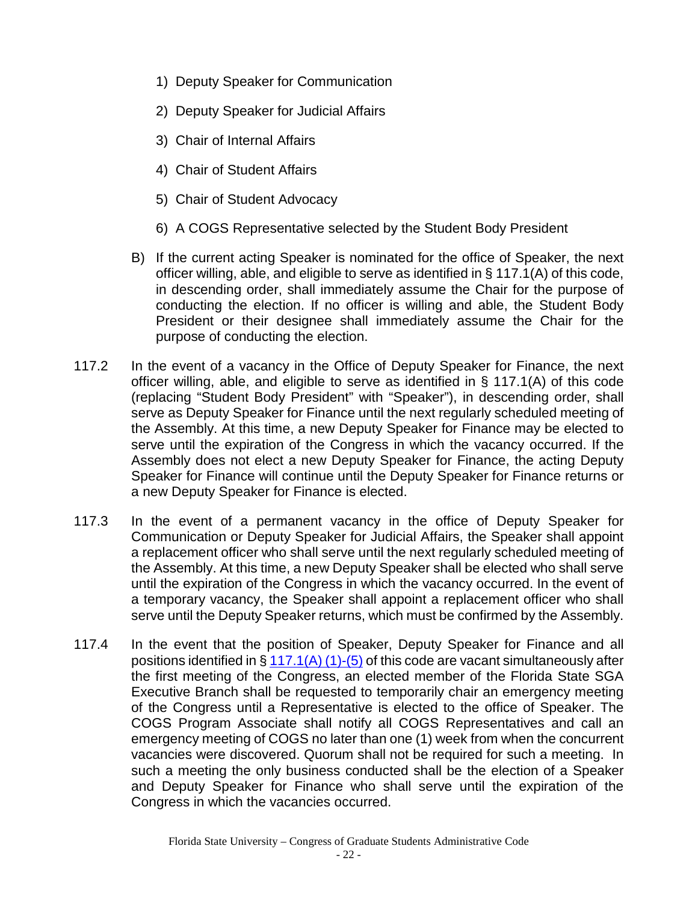1) Deputy Speaker for Communication

2) Deputy Speaker for Judicial Affairs

3) Chair of Internal Affairs

4) Chair of Student Affairs

5) Chair of Student Advocacy

6) A COGS Representative selected by the Student Body President

B) If the current acting Speaker is nominated for the office of Speaker, the next officer willing, able, and eligible to serve as identified in § 117.1(A) of this code, in descending order, shall immediately assume the Chair for the purpose of conducting the election. If no officer is willing and able, the Student Body President or their designee shall immediately assume the Chair for the purpose of conducting the election.

117.2 In the event of a vacancy in the Office of Deputy Speaker for Finance, the next officer willing, able, and eligible to serve as identified in § 117.1(A) of this code (replacing "Student Body President" with "Speaker"), in descending order, shall serve as Deputy Speaker for Finance until the next regularly scheduled meeting of the Assembly. At this time, a new Deputy Speaker for Finance may be elected to serve until the expiration of the Congress in which the vacancy occurred. If the Assembly does not elect a new Deputy Speaker for Finance, the acting Deputy Speaker for Finance will continue until the Deputy Speaker for Finance returns or a new Deputy Speaker for Finance is elected.

117.3 In the event of a permanent vacancy in the office of Deputy Speaker for Communication or Deputy Speaker for Judicial Affairs, the Speaker shall appoint a replacement officer who shall serve until the next regularly scheduled meeting of the Assembly. At this time, a new Deputy Speaker shall be elected who shall serve until the expiration of the Congress in which the vacancy occurred. In the event of a temporary vacancy, the Speaker shall appoint a replacement officer who shall serve until the Deputy Speaker returns, which must be confirmed by the Assembly.

117.4 In the event that the position of Speaker, Deputy Speaker for Finance and all positions identified in § 117.1(A) (1)-(5) of this code are vacant simultaneously after the first meeting of the Congress, an elected member of the Florida State SGA Executive Branch shall be requested to temporarily chair an emergency meeting of the Congress until a Representative is elected to the office of Speaker. The COGS Program Associate shall notify all COGS Representatives and call an emergency meeting of COGS no later than one (1) week from when the concurrent vacancies were discovered. Quorum shall not be required for such a meeting. In such a meeting the only business conducted shall be the election of a Speaker and Deputy Speaker for Finance who shall serve until the expiration of the Congress in which the vacancies occurred.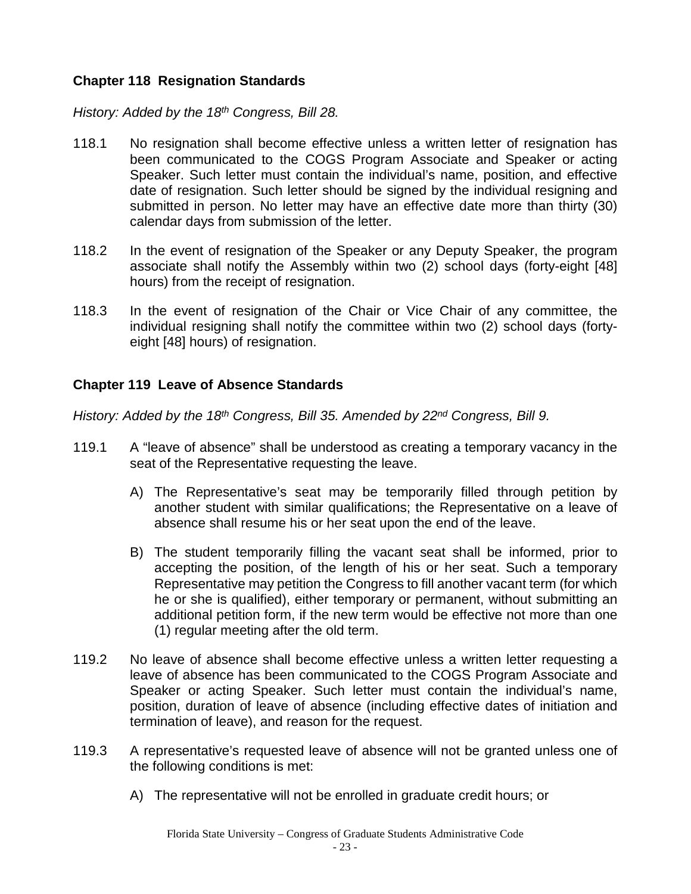## Chapter 118 Resignation Standards

*History: Added by the 18th Congress, Bill 28.*

118.1 No resignation shall become effective unless a written letter of resignation has been communicated to the COGS Program Associate and Speaker or acting Speaker. Such letter must contain the individual's name, position, and effective date of resignation. Such letter should be signed by the individual resigning and submitted in person. No letter may have an effective date more than thirty (30) calendar days from submission of the letter.

118.2 In the event of resignation of the Speaker or any Deputy Speaker, the program associate shall notify the Assembly within two (2) school days (forty-eight [48] hours) from the receipt of resignation.

118.3 In the event of resignation of the Chair or Vice Chair of any committee, the individual resigning shall notify the committee within two (2) school days (forty-eight [48] hours) of resignation.

## Chapter 119 Leave of Absence Standards

*History: Added by the 18th Congress, Bill 35. Amended by 22nd Congress, Bill 9.*

119.1 A "leave of absence" shall be understood as creating a temporary vacancy in the seat of the Representative requesting the leave.

A) The Representative's seat may be temporarily filled through petition by another student with similar qualifications; the Representative on a leave of absence shall resume his or her seat upon the end of the leave.

B) The student temporarily filling the vacant seat shall be informed, prior to accepting the position, of the length of his or her seat. Such a temporary Representative may petition the Congress to fill another vacant term (for which he or she is qualified), either temporary or permanent, without submitting an additional petition form, if the new term would be effective not more than one (1) regular meeting after the old term.

119.2 No leave of absence shall become effective unless a written letter requesting a leave of absence has been communicated to the COGS Program Associate and Speaker or acting Speaker. Such letter must contain the individual's name, position, duration of leave of absence (including effective dates of initiation and termination of leave), and reason for the request.

119.3 A representative's requested leave of absence will not be granted unless one of the following conditions is met:

A) The representative will not be enrolled in graduate credit hours; or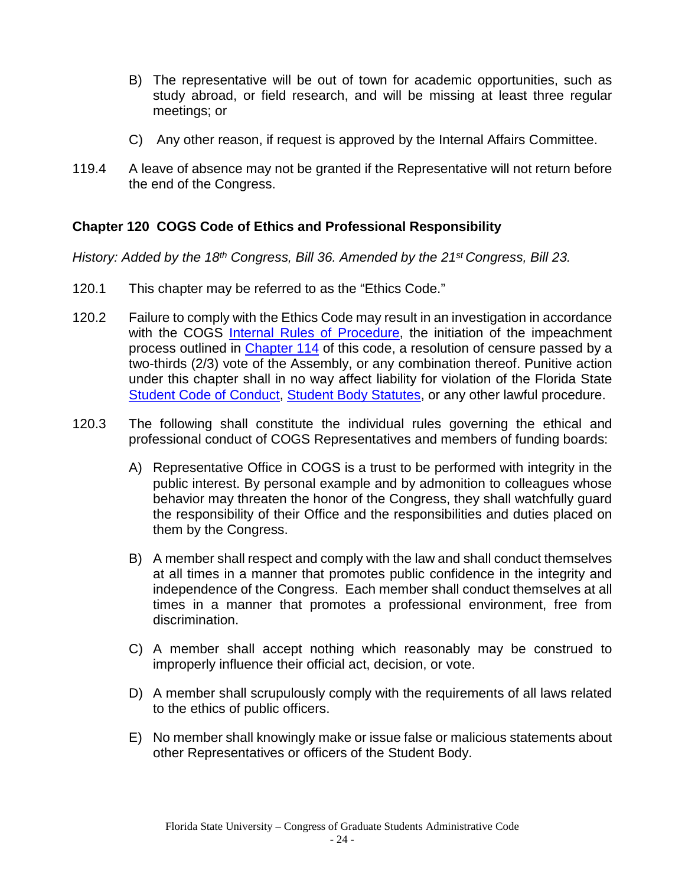B) The representative will be out of town for academic opportunities, such as study abroad, or field research, and will be missing at least three regular meetings; or

C) Any other reason, if request is approved by the Internal Affairs Committee.

119.4 A leave of absence may not be granted if the Representative will not return before the end of the Congress.

## Chapter 120 COGS Code of Ethics and Professional Responsibility

*History: Added by the 18th Congress, Bill 36. Amended by the 21st Congress, Bill 23.*

120.1 This chapter may be referred to as the "Ethics Code."

120.2 Failure to comply with the Ethics Code may result in an investigation in accordance with the COGS Internal Rules of Procedure, the initiation of the impeachment process outlined in Chapter 114 of this code, a resolution of censure passed by a two-thirds (2/3) vote of the Assembly, or any combination thereof. Punitive action under this chapter shall in no way affect liability for violation of the Florida State Student Code of Conduct, Student Body Statutes, or any other lawful procedure.

120.3 The following shall constitute the individual rules governing the ethical and professional conduct of COGS Representatives and members of funding boards:

A) Representative Office in COGS is a trust to be performed with integrity in the public interest. By personal example and by admonition to colleagues whose behavior may threaten the honor of the Congress, they shall watchfully guard the responsibility of their Office and the responsibilities and duties placed on them by the Congress.

B) A member shall respect and comply with the law and shall conduct themselves at all times in a manner that promotes public confidence in the integrity and independence of the Congress. Each member shall conduct themselves at all times in a manner that promotes a professional environment, free from discrimination.

C) A member shall accept nothing which reasonably may be construed to improperly influence their official act, decision, or vote.

D) A member shall scrupulously comply with the requirements of all laws related to the ethics of public officers.

E) No member shall knowingly make or issue false or malicious statements about other Representatives or officers of the Student Body.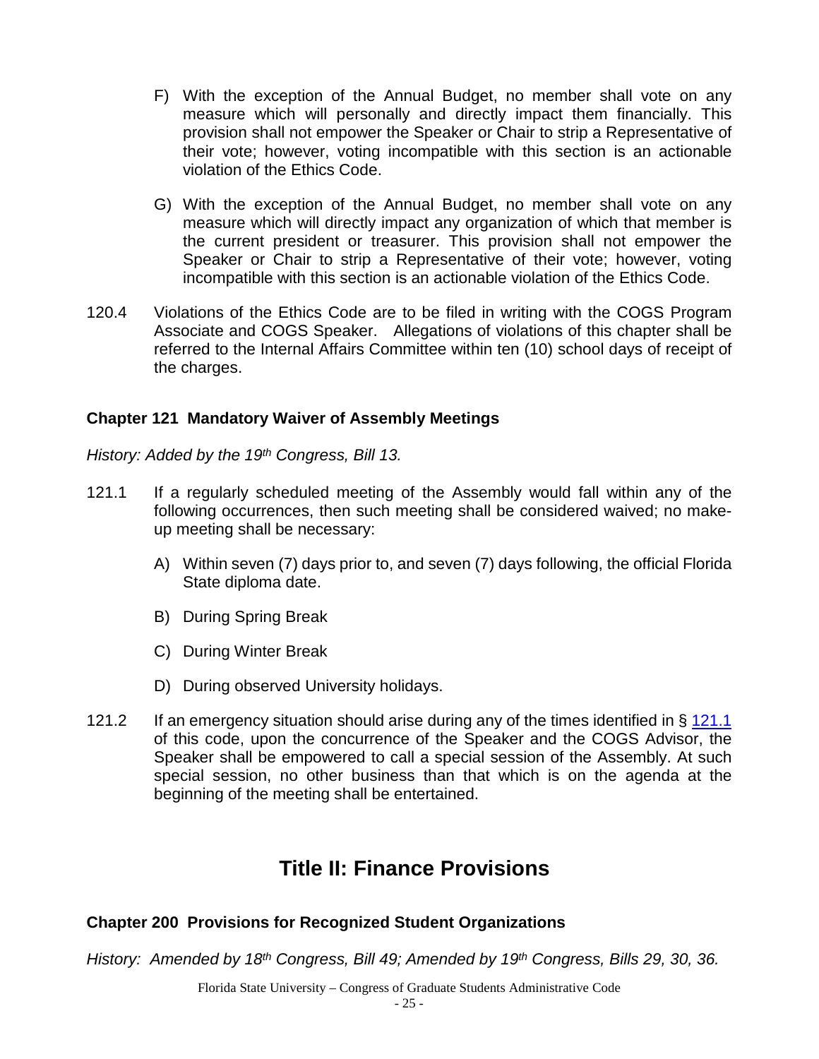F) With the exception of the Annual Budget, no member shall vote on any measure which will personally and directly impact them financially. This provision shall not empower the Speaker or Chair to strip a Representative of their vote; however, voting incompatible with this section is an actionable violation of the Ethics Code.

G) With the exception of the Annual Budget, no member shall vote on any measure which will directly impact any organization of which that member is the current president or treasurer. This provision shall not empower the Speaker or Chair to strip a Representative of their vote; however, voting incompatible with this section is an actionable violation of the Ethics Code.

120.4 Violations of the Ethics Code are to be filed in writing with the COGS Program Associate and COGS Speaker. Allegations of violations of this chapter shall be referred to the Internal Affairs Committee within ten (10) school days of receipt of the charges.

### Chapter 121 Mandatory Waiver of Assembly Meetings

*History: Added by the 19th Congress, Bill 13.*

121.1 If a regularly scheduled meeting of the Assembly would fall within any of the following occurrences, then such meeting shall be considered waived; no make-up meeting shall be necessary:

A) Within seven (7) days prior to, and seven (7) days following, the official Florida State diploma date.

B) During Spring Break

C) During Winter Break

D) During observed University holidays.

121.2 If an emergency situation should arise during any of the times identified in § 121.1 of this code, upon the concurrence of the Speaker and the COGS Advisor, the Speaker shall be empowered to call a special session of the Assembly. At such special session, no other business than that which is on the agenda at the beginning of the meeting shall be entertained.

## Title II: Finance Provisions

### Chapter 200 Provisions for Recognized Student Organizations

*History: Amended by 18th Congress, Bill 49; Amended by 19th Congress, Bills 29, 30, 36.*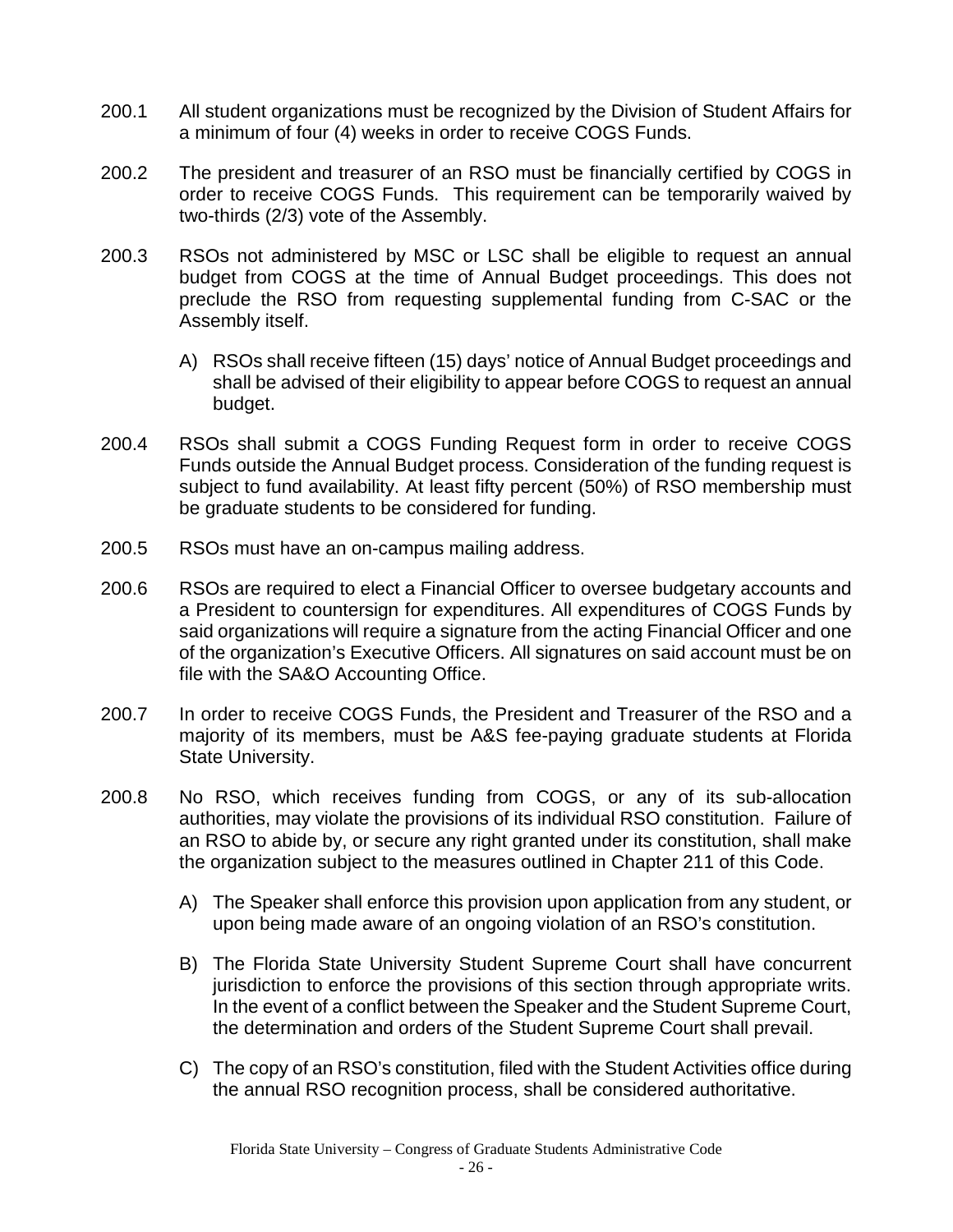200.1 All student organizations must be recognized by the Division of Student Affairs for a minimum of four (4) weeks in order to receive COGS Funds.

200.2 The president and treasurer of an RSO must be financially certified by COGS in order to receive COGS Funds. This requirement can be temporarily waived by two-thirds (2/3) vote of the Assembly.

200.3 RSOs not administered by MSC or LSC shall be eligible to request an annual budget from COGS at the time of Annual Budget proceedings. This does not preclude the RSO from requesting supplemental funding from C-SAC or the Assembly itself.

A) RSOs shall receive fifteen (15) days' notice of Annual Budget proceedings and shall be advised of their eligibility to appear before COGS to request an annual budget.

200.4 RSOs shall submit a COGS Funding Request form in order to receive COGS Funds outside the Annual Budget process. Consideration of the funding request is subject to fund availability. At least fifty percent (50%) of RSO membership must be graduate students to be considered for funding.

200.5 RSOs must have an on-campus mailing address.

200.6 RSOs are required to elect a Financial Officer to oversee budgetary accounts and a President to countersign for expenditures. All expenditures of COGS Funds by said organizations will require a signature from the acting Financial Officer and one of the organization's Executive Officers. All signatures on said account must be on file with the SA&O Accounting Office.

200.7 In order to receive COGS Funds, the President and Treasurer of the RSO and a majority of its members, must be A&S fee-paying graduate students at Florida State University.

200.8 No RSO, which receives funding from COGS, or any of its sub-allocation authorities, may violate the provisions of its individual RSO constitution. Failure of an RSO to abide by, or secure any right granted under its constitution, shall make the organization subject to the measures outlined in Chapter 211 of this Code.

A) The Speaker shall enforce this provision upon application from any student, or upon being made aware of an ongoing violation of an RSO's constitution.

B) The Florida State University Student Supreme Court shall have concurrent jurisdiction to enforce the provisions of this section through appropriate writs. In the event of a conflict between the Speaker and the Student Supreme Court, the determination and orders of the Student Supreme Court shall prevail.

C) The copy of an RSO's constitution, filed with the Student Activities office during the annual RSO recognition process, shall be considered authoritative.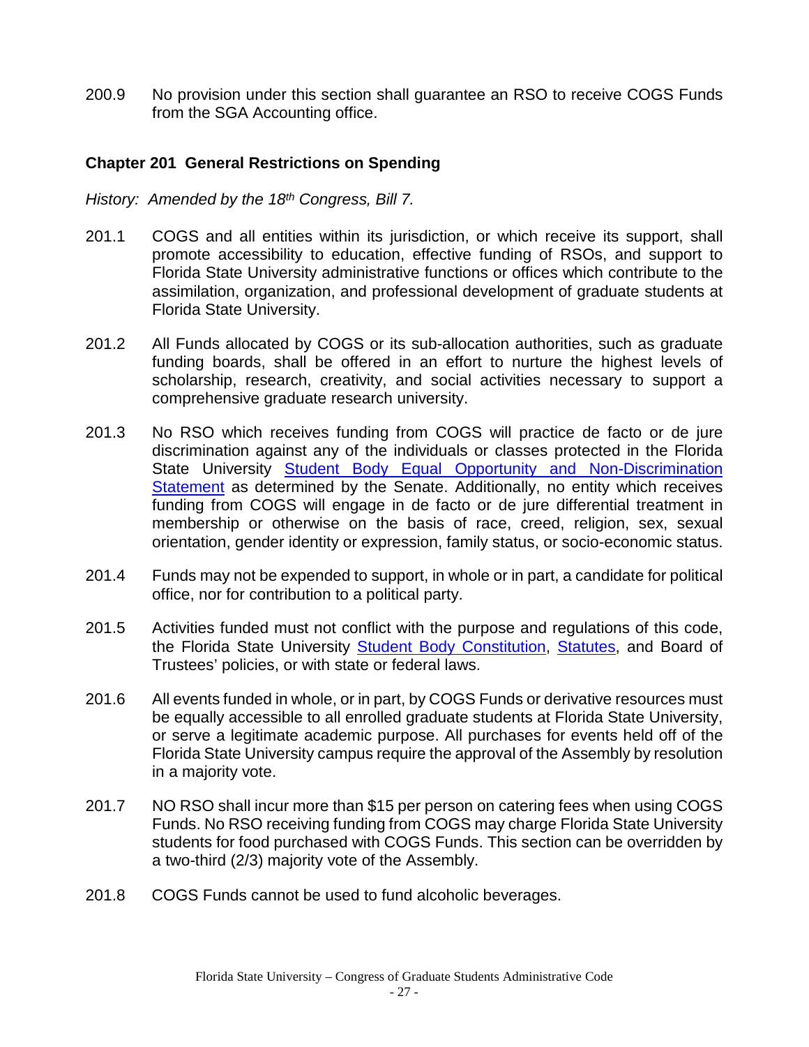200.9 No provision under this section shall guarantee an RSO to receive COGS Funds from the SGA Accounting office.

### Chapter 201 General Restrictions on Spending

*History: Amended by the 18th Congress, Bill 7.*

201.1 COGS and all entities within its jurisdiction, or which receive its support, shall promote accessibility to education, effective funding of RSOs, and support to Florida State University administrative functions or offices which contribute to the assimilation, organization, and professional development of graduate students at Florida State University.

201.2 All Funds allocated by COGS or its sub-allocation authorities, such as graduate funding boards, shall be offered in an effort to nurture the highest levels of scholarship, research, creativity, and social activities necessary to support a comprehensive graduate research university.

201.3 No RSO which receives funding from COGS will practice de facto or de jure discrimination against any of the individuals or classes protected in the Florida State University Student Body Equal Opportunity and Non-Discrimination Statement as determined by the Senate. Additionally, no entity which receives funding from COGS will engage in de facto or de jure differential treatment in membership or otherwise on the basis of race, creed, religion, sex, sexual orientation, gender identity or expression, family status, or socio-economic status.

201.4 Funds may not be expended to support, in whole or in part, a candidate for political office, nor for contribution to a political party.

201.5 Activities funded must not conflict with the purpose and regulations of this code, the Florida State University Student Body Constitution, Statutes, and Board of Trustees' policies, or with state or federal laws.

201.6 All events funded in whole, or in part, by COGS Funds or derivative resources must be equally accessible to all enrolled graduate students at Florida State University, or serve a legitimate academic purpose. All purchases for events held off of the Florida State University campus require the approval of the Assembly by resolution in a majority vote.

201.7 NO RSO shall incur more than $15 per person on catering fees when using COGS Funds. No RSO receiving funding from COGS may charge Florida State University students for food purchased with COGS Funds. This section can be overridden by a two-third (2/3) majority vote of the Assembly.

201.8 COGS Funds cannot be used to fund alcoholic beverages.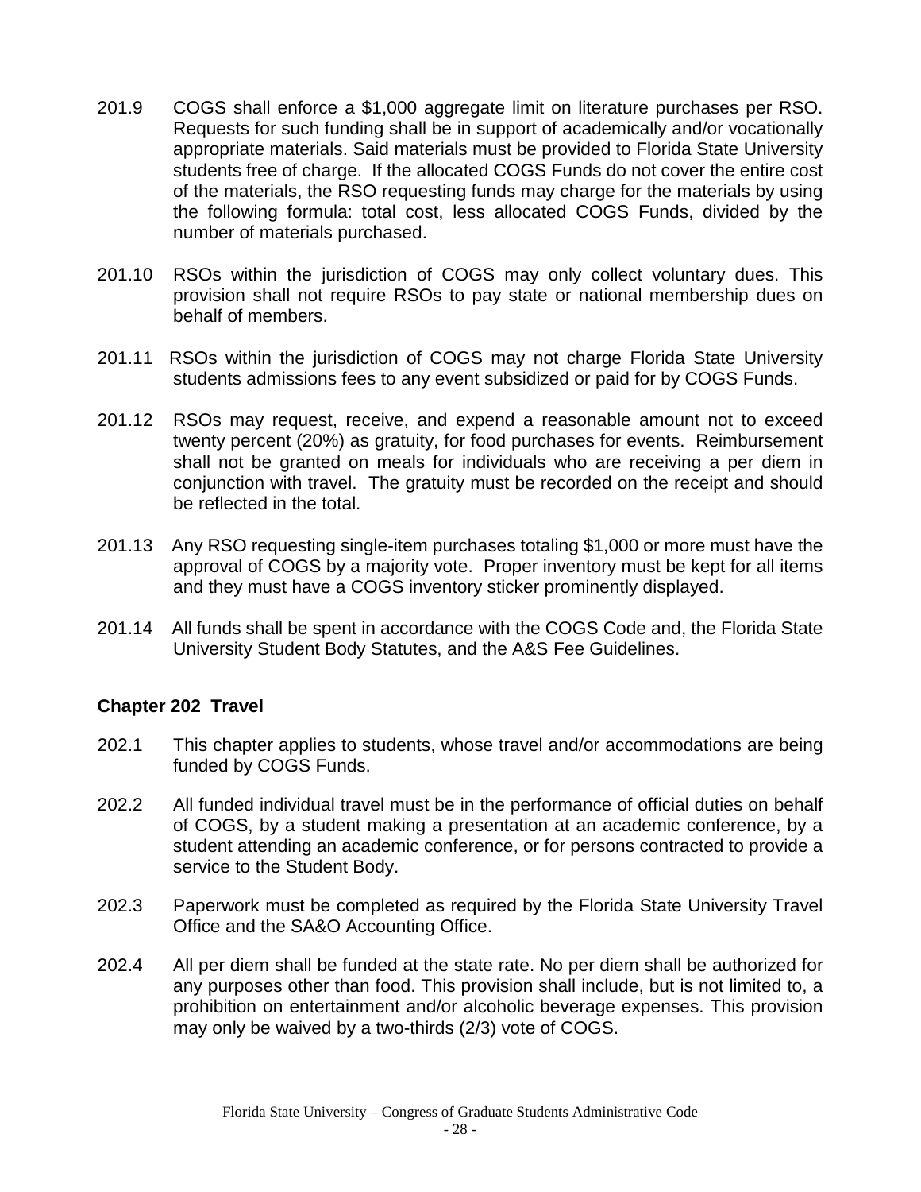201.9 COGS shall enforce a $1,000 aggregate limit on literature purchases per RSO. Requests for such funding shall be in support of academically and/or vocationally appropriate materials. Said materials must be provided to Florida State University students free of charge. If the allocated COGS Funds do not cover the entire cost of the materials, the RSO requesting funds may charge for the materials by using the following formula: total cost, less allocated COGS Funds, divided by the number of materials purchased.

201.10 RSOs within the jurisdiction of COGS may only collect voluntary dues. This provision shall not require RSOs to pay state or national membership dues on behalf of members.

201.11 RSOs within the jurisdiction of COGS may not charge Florida State University students admissions fees to any event subsidized or paid for by COGS Funds.

201.12 RSOs may request, receive, and expend a reasonable amount not to exceed twenty percent (20%) as gratuity, for food purchases for events. Reimbursement shall not be granted on meals for individuals who are receiving a per diem in conjunction with travel. The gratuity must be recorded on the receipt and should be reflected in the total.

201.13 Any RSO requesting single-item purchases totaling $1,000 or more must have the approval of COGS by a majority vote. Proper inventory must be kept for all items and they must have a COGS inventory sticker prominently displayed.

201.14 All funds shall be spent in accordance with the COGS Code and, the Florida State University Student Body Statutes, and the A&S Fee Guidelines.

### Chapter 202 Travel

202.1 This chapter applies to students, whose travel and/or accommodations are being funded by COGS Funds.

202.2 All funded individual travel must be in the performance of official duties on behalf of COGS, by a student making a presentation at an academic conference, by a student attending an academic conference, or for persons contracted to provide a service to the Student Body.

202.3 Paperwork must be completed as required by the Florida State University Travel Office and the SA&O Accounting Office.

202.4 All per diem shall be funded at the state rate. No per diem shall be authorized for any purposes other than food. This provision shall include, but is not limited to, a prohibition on entertainment and/or alcoholic beverage expenses. This provision may only be waived by a two-thirds (2/3) vote of COGS.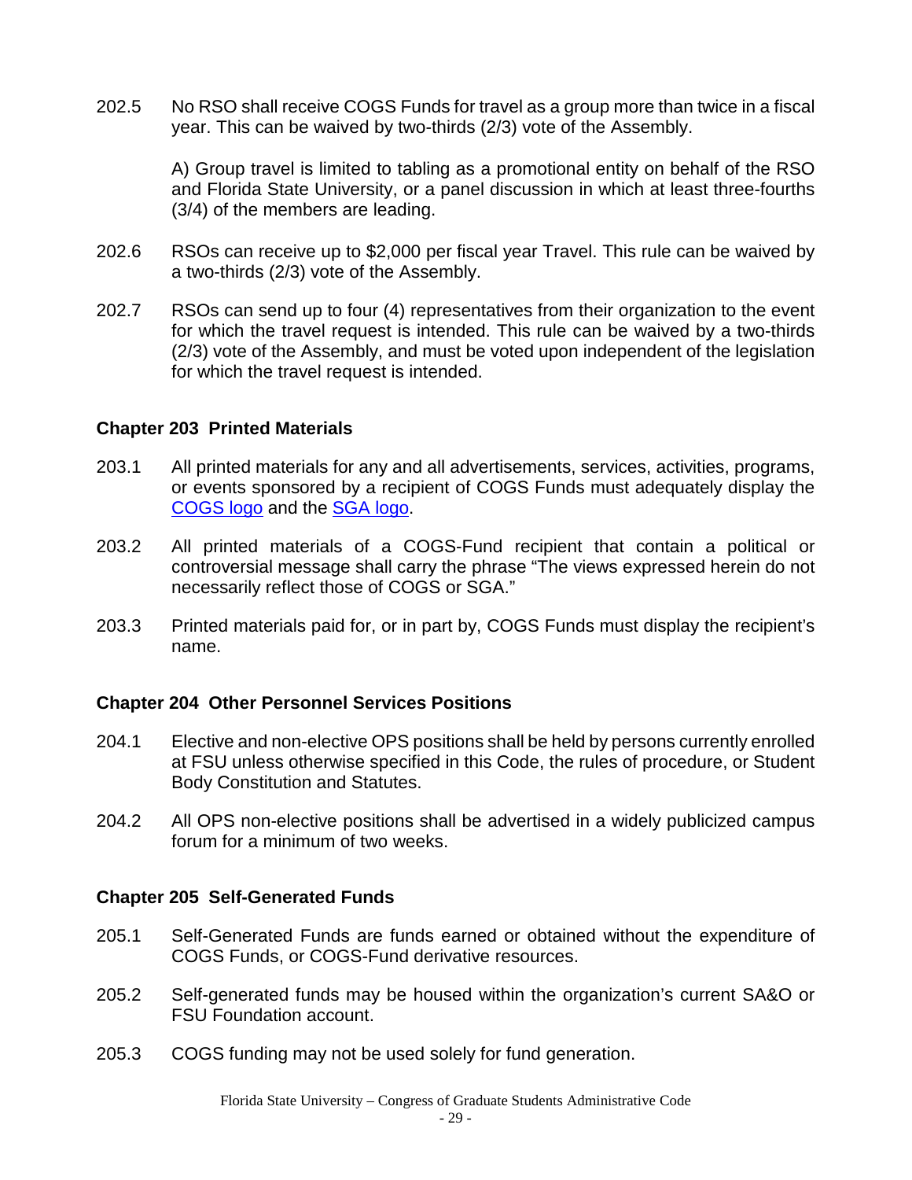202.5 No RSO shall receive COGS Funds for travel as a group more than twice in a fiscal year. This can be waived by two-thirds (2/3) vote of the Assembly.

A) Group travel is limited to tabling as a promotional entity on behalf of the RSO and Florida State University, or a panel discussion in which at least three-fourths (3/4) of the members are leading.

202.6 RSOs can receive up to $2,000 per fiscal year Travel. This rule can be waived by a two-thirds (2/3) vote of the Assembly.

202.7 RSOs can send up to four (4) representatives from their organization to the event for which the travel request is intended. This rule can be waived by a two-thirds (2/3) vote of the Assembly, and must be voted upon independent of the legislation for which the travel request is intended.

### Chapter 203 Printed Materials

203.1 All printed materials for any and all advertisements, services, activities, programs, or events sponsored by a recipient of COGS Funds must adequately display the COGS logo and the SGA logo.

203.2 All printed materials of a COGS-Fund recipient that contain a political or controversial message shall carry the phrase "The views expressed herein do not necessarily reflect those of COGS or SGA."

203.3 Printed materials paid for, or in part by, COGS Funds must display the recipient's name.

### Chapter 204 Other Personnel Services Positions

204.1 Elective and non-elective OPS positions shall be held by persons currently enrolled at FSU unless otherwise specified in this Code, the rules of procedure, or Student Body Constitution and Statutes.

204.2 All OPS non-elective positions shall be advertised in a widely publicized campus forum for a minimum of two weeks.

### Chapter 205 Self-Generated Funds

205.1 Self-Generated Funds are funds earned or obtained without the expenditure of COGS Funds, or COGS-Fund derivative resources.

205.2 Self-generated funds may be housed within the organization's current SA&O or FSU Foundation account.

205.3 COGS funding may not be used solely for fund generation.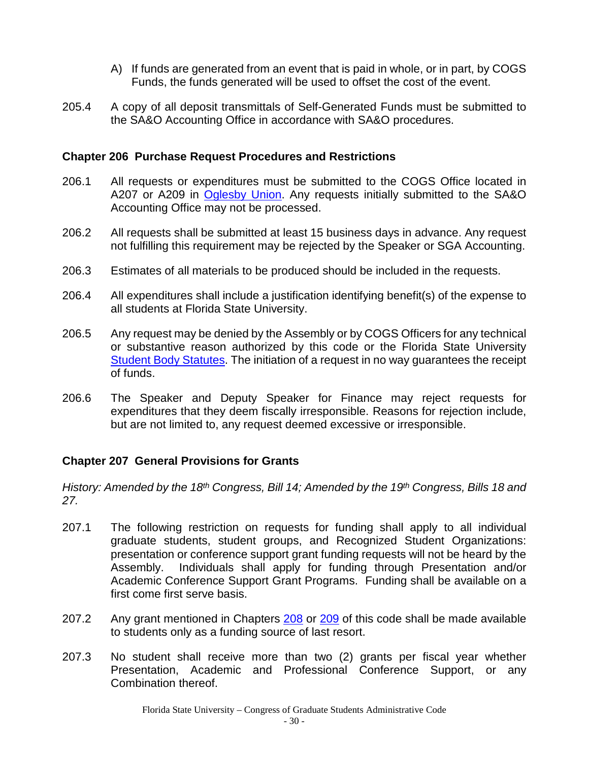A) If funds are generated from an event that is paid in whole, or in part, by COGS Funds, the funds generated will be used to offset the cost of the event.

205.4 A copy of all deposit transmittals of Self-Generated Funds must be submitted to the SA&O Accounting Office in accordance with SA&O procedures.

### Chapter 206 Purchase Request Procedures and Restrictions

206.1 All requests or expenditures must be submitted to the COGS Office located in A207 or A209 in Oglesby Union. Any requests initially submitted to the SA&O Accounting Office may not be processed.

206.2 All requests shall be submitted at least 15 business days in advance. Any request not fulfilling this requirement may be rejected by the Speaker or SGA Accounting.

206.3 Estimates of all materials to be produced should be included in the requests.

206.4 All expenditures shall include a justification identifying benefit(s) of the expense to all students at Florida State University.

206.5 Any request may be denied by the Assembly or by COGS Officers for any technical or substantive reason authorized by this code or the Florida State University Student Body Statutes. The initiation of a request in no way guarantees the receipt of funds.

206.6 The Speaker and Deputy Speaker for Finance may reject requests for expenditures that they deem fiscally irresponsible. Reasons for rejection include, but are not limited to, any request deemed excessive or irresponsible.

### Chapter 207 General Provisions for Grants

*History: Amended by the 18th Congress, Bill 14; Amended by the 19th Congress, Bills 18 and 27.*

207.1 The following restriction on requests for funding shall apply to all individual graduate students, student groups, and Recognized Student Organizations: presentation or conference support grant funding requests will not be heard by the Assembly. Individuals shall apply for funding through Presentation and/or Academic Conference Support Grant Programs. Funding shall be available on a first come first serve basis.

207.2 Any grant mentioned in Chapters 208 or 209 of this code shall be made available to students only as a funding source of last resort.

207.3 No student shall receive more than two (2) grants per fiscal year whether Presentation, Academic and Professional Conference Support, or any Combination thereof.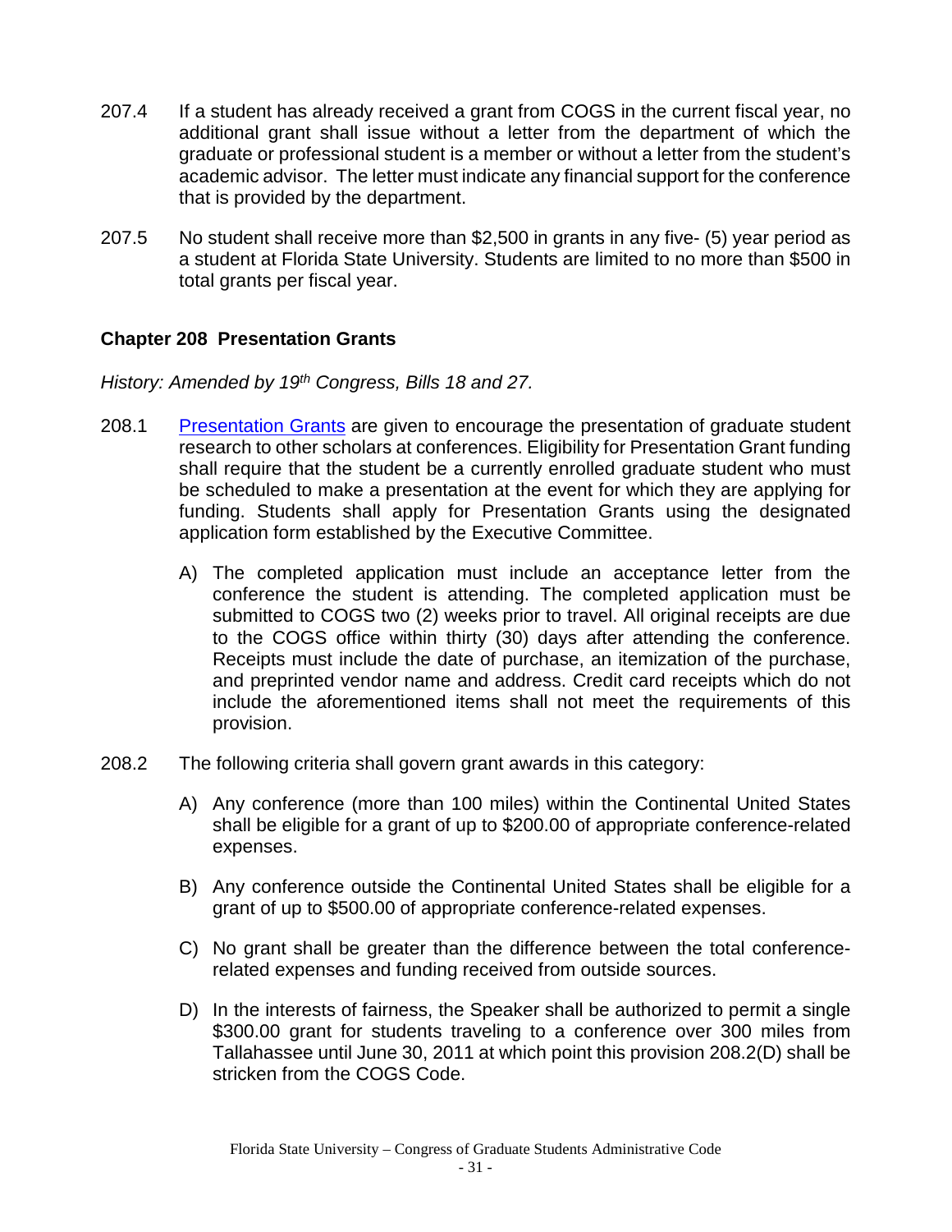207.4 If a student has already received a grant from COGS in the current fiscal year, no additional grant shall issue without a letter from the department of which the graduate or professional student is a member or without a letter from the student's academic advisor. The letter must indicate any financial support for the conference that is provided by the department.

207.5 No student shall receive more than $2,500 in grants in any five- (5) year period as a student at Florida State University. Students are limited to no more than $500 in total grants per fiscal year.

## Chapter 208 Presentation Grants

*History: Amended by 19th Congress, Bills 18 and 27.*

208.1 Presentation Grants are given to encourage the presentation of graduate student research to other scholars at conferences. Eligibility for Presentation Grant funding shall require that the student be a currently enrolled graduate student who must be scheduled to make a presentation at the event for which they are applying for funding. Students shall apply for Presentation Grants using the designated application form established by the Executive Committee.

A) The completed application must include an acceptance letter from the conference the student is attending. The completed application must be submitted to COGS two (2) weeks prior to travel. All original receipts are due to the COGS office within thirty (30) days after attending the conference. Receipts must include the date of purchase, an itemization of the purchase, and preprinted vendor name and address. Credit card receipts which do not include the aforementioned items shall not meet the requirements of this provision.

208.2 The following criteria shall govern grant awards in this category:

A) Any conference (more than 100 miles) within the Continental United States shall be eligible for a grant of up to $200.00 of appropriate conference-related expenses.

B) Any conference outside the Continental United States shall be eligible for a grant of up to $500.00 of appropriate conference-related expenses.

C) No grant shall be greater than the difference between the total conference-related expenses and funding received from outside sources.

D) In the interests of fairness, the Speaker shall be authorized to permit a single $300.00 grant for students traveling to a conference over 300 miles from Tallahassee until June 30, 2011 at which point this provision 208.2(D) shall be stricken from the COGS Code.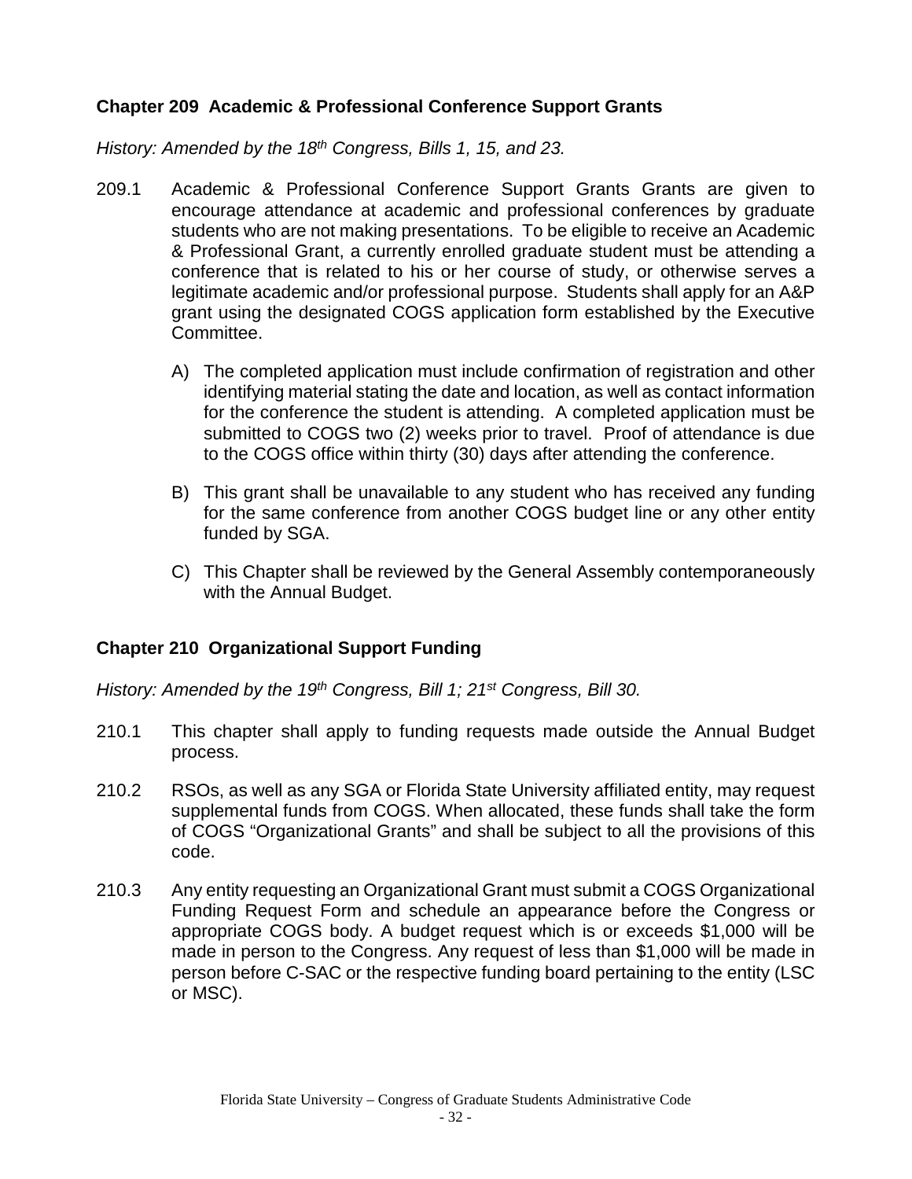## Chapter 209 Academic & Professional Conference Support Grants

*History: Amended by the 18th Congress, Bills 1, 15, and 23.*

209.1 Academic & Professional Conference Support Grants Grants are given to encourage attendance at academic and professional conferences by graduate students who are not making presentations. To be eligible to receive an Academic & Professional Grant, a currently enrolled graduate student must be attending a conference that is related to his or her course of study, or otherwise serves a legitimate academic and/or professional purpose. Students shall apply for an A&P grant using the designated COGS application form established by the Executive Committee.

A) The completed application must include confirmation of registration and other identifying material stating the date and location, as well as contact information for the conference the student is attending. A completed application must be submitted to COGS two (2) weeks prior to travel. Proof of attendance is due to the COGS office within thirty (30) days after attending the conference.

B) This grant shall be unavailable to any student who has received any funding for the same conference from another COGS budget line or any other entity funded by SGA.

C) This Chapter shall be reviewed by the General Assembly contemporaneously with the Annual Budget.

## Chapter 210 Organizational Support Funding

*History: Amended by the 19th Congress, Bill 1; 21st Congress, Bill 30.*

210.1 This chapter shall apply to funding requests made outside the Annual Budget process.

210.2 RSOs, as well as any SGA or Florida State University affiliated entity, may request supplemental funds from COGS. When allocated, these funds shall take the form of COGS "Organizational Grants" and shall be subject to all the provisions of this code.

210.3 Any entity requesting an Organizational Grant must submit a COGS Organizational Funding Request Form and schedule an appearance before the Congress or appropriate COGS body. A budget request which is or exceeds $1,000 will be made in person to the Congress. Any request of less than $1,000 will be made in person before C-SAC or the respective funding board pertaining to the entity (LSC or MSC).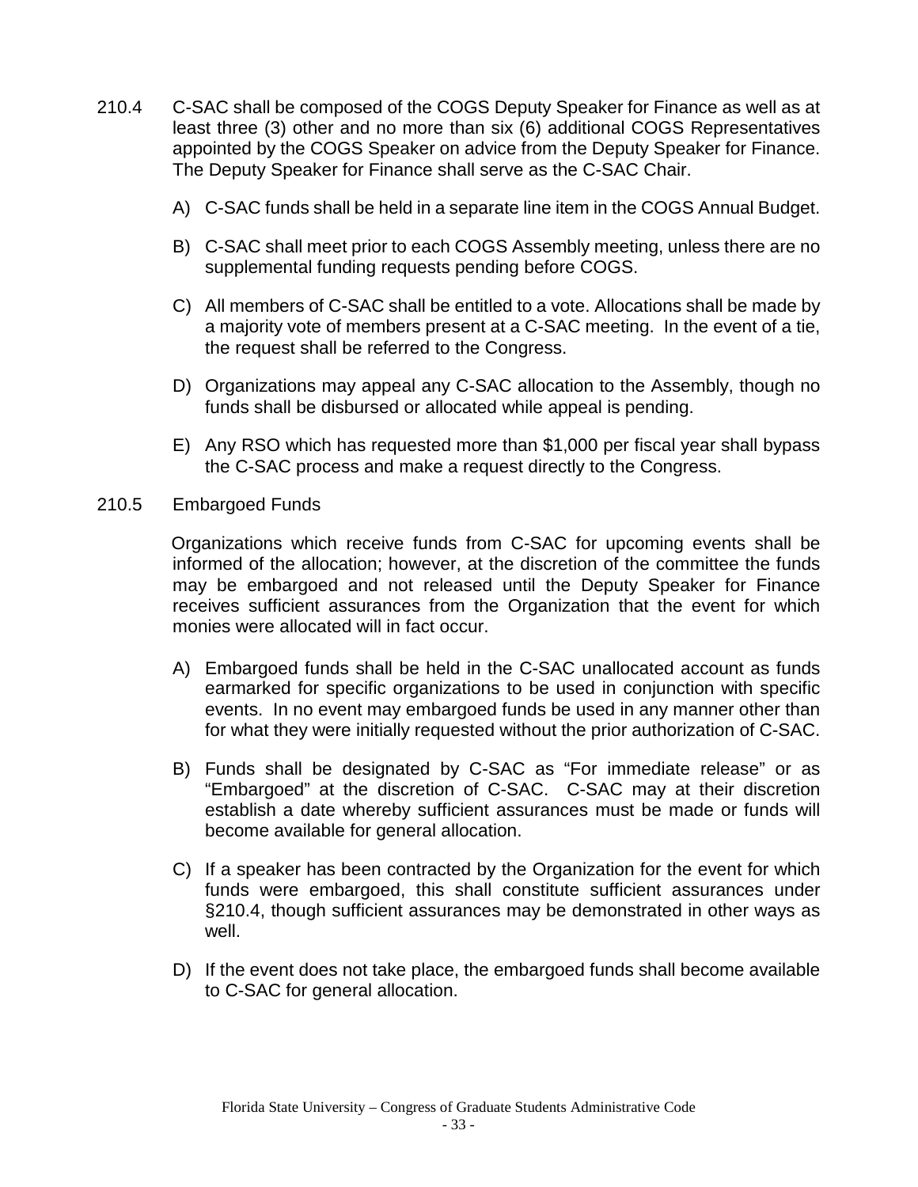210.4 C-SAC shall be composed of the COGS Deputy Speaker for Finance as well as at least three (3) other and no more than six (6) additional COGS Representatives appointed by the COGS Speaker on advice from the Deputy Speaker for Finance. The Deputy Speaker for Finance shall serve as the C-SAC Chair.

A) C-SAC funds shall be held in a separate line item in the COGS Annual Budget.

B) C-SAC shall meet prior to each COGS Assembly meeting, unless there are no supplemental funding requests pending before COGS.

C) All members of C-SAC shall be entitled to a vote. Allocations shall be made by a majority vote of members present at a C-SAC meeting. In the event of a tie, the request shall be referred to the Congress.

D) Organizations may appeal any C-SAC allocation to the Assembly, though no funds shall be disbursed or allocated while appeal is pending.

E) Any RSO which has requested more than $1,000 per fiscal year shall bypass the C-SAC process and make a request directly to the Congress.

210.5 Embargoed Funds

Organizations which receive funds from C-SAC for upcoming events shall be informed of the allocation; however, at the discretion of the committee the funds may be embargoed and not released until the Deputy Speaker for Finance receives sufficient assurances from the Organization that the event for which monies were allocated will in fact occur.

A) Embargoed funds shall be held in the C-SAC unallocated account as funds earmarked for specific organizations to be used in conjunction with specific events. In no event may embargoed funds be used in any manner other than for what they were initially requested without the prior authorization of C-SAC.

B) Funds shall be designated by C-SAC as "For immediate release" or as "Embargoed" at the discretion of C-SAC. C-SAC may at their discretion establish a date whereby sufficient assurances must be made or funds will become available for general allocation.

C) If a speaker has been contracted by the Organization for the event for which funds were embargoed, this shall constitute sufficient assurances under §210.4, though sufficient assurances may be demonstrated in other ways as well.

D) If the event does not take place, the embargoed funds shall become available to C-SAC for general allocation.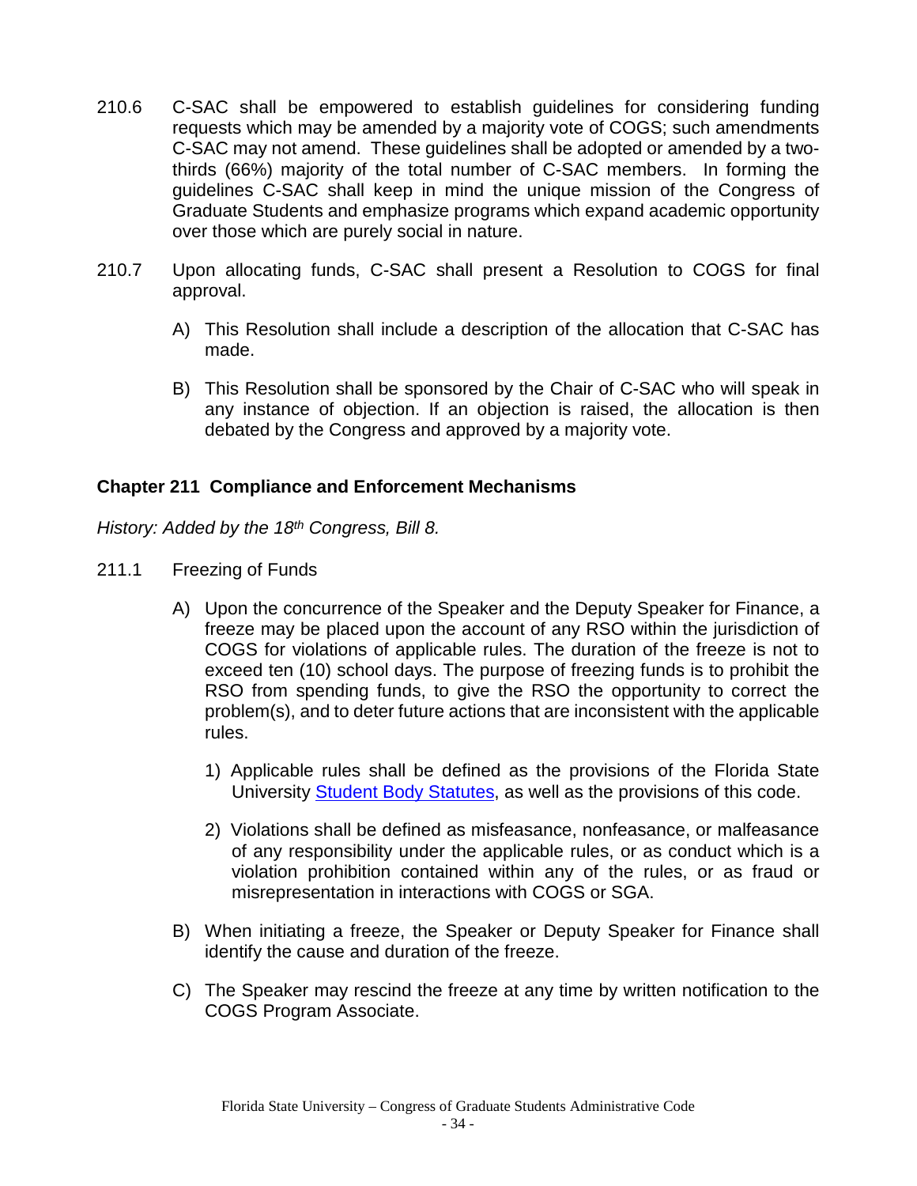210.6 C-SAC shall be empowered to establish guidelines for considering funding requests which may be amended by a majority vote of COGS; such amendments C-SAC may not amend. These guidelines shall be adopted or amended by a two-thirds (66%) majority of the total number of C-SAC members. In forming the guidelines C-SAC shall keep in mind the unique mission of the Congress of Graduate Students and emphasize programs which expand academic opportunity over those which are purely social in nature.

210.7 Upon allocating funds, C-SAC shall present a Resolution to COGS for final approval.

A) This Resolution shall include a description of the allocation that C-SAC has made.

B) This Resolution shall be sponsored by the Chair of C-SAC who will speak in any instance of objection. If an objection is raised, the allocation is then debated by the Congress and approved by a majority vote.

### Chapter 211 Compliance and Enforcement Mechanisms

*History: Added by the 18th Congress, Bill 8.*

211.1 Freezing of Funds

A) Upon the concurrence of the Speaker and the Deputy Speaker for Finance, a freeze may be placed upon the account of any RSO within the jurisdiction of COGS for violations of applicable rules. The duration of the freeze is not to exceed ten (10) school days. The purpose of freezing funds is to prohibit the RSO from spending funds, to give the RSO the opportunity to correct the problem(s), and to deter future actions that are inconsistent with the applicable rules.

1) Applicable rules shall be defined as the provisions of the Florida State University Student Body Statutes, as well as the provisions of this code.

2) Violations shall be defined as misfeasance, nonfeasance, or malfeasance of any responsibility under the applicable rules, or as conduct which is a violation prohibition contained within any of the rules, or as fraud or misrepresentation in interactions with COGS or SGA.

B) When initiating a freeze, the Speaker or Deputy Speaker for Finance shall identify the cause and duration of the freeze.

C) The Speaker may rescind the freeze at any time by written notification to the COGS Program Associate.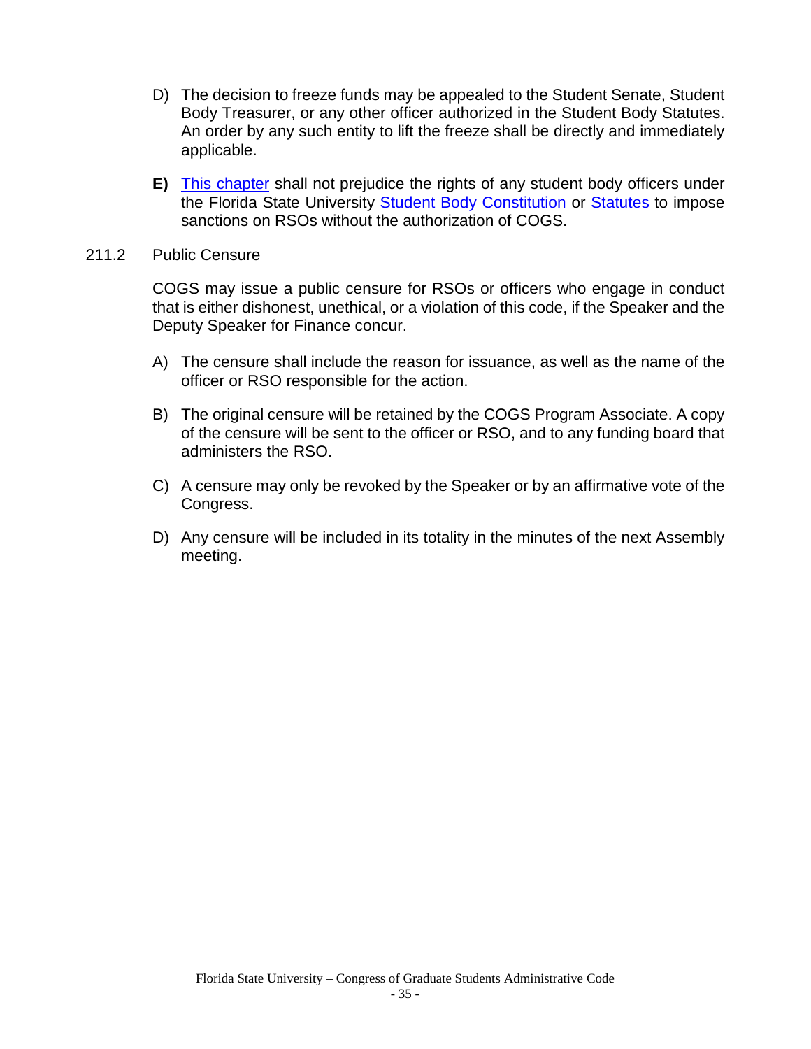D) The decision to freeze funds may be appealed to the Student Senate, Student Body Treasurer, or any other officer authorized in the Student Body Statutes. An order by any such entity to lift the freeze shall be directly and immediately applicable.

**E)** This chapter shall not prejudice the rights of any student body officers under the Florida State University Student Body Constitution or Statutes to impose sanctions on RSOs without the authorization of COGS.

211.2 Public Censure

COGS may issue a public censure for RSOs or officers who engage in conduct that is either dishonest, unethical, or a violation of this code, if the Speaker and the Deputy Speaker for Finance concur.

A) The censure shall include the reason for issuance, as well as the name of the officer or RSO responsible for the action.

B) The original censure will be retained by the COGS Program Associate. A copy of the censure will be sent to the officer or RSO, and to any funding board that administers the RSO.

C) A censure may only be revoked by the Speaker or by an affirmative vote of the Congress.

D) Any censure will be included in its totality in the minutes of the next Assembly meeting.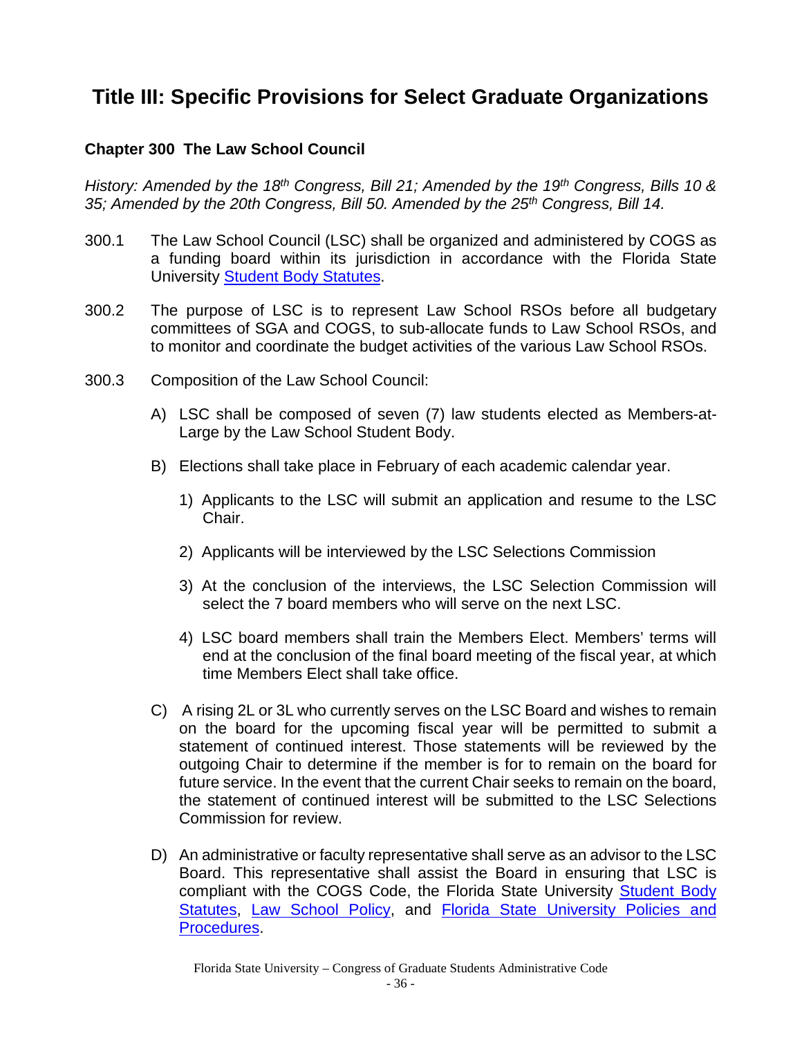# Title III: Specific Provisions for Select Graduate Organizations

## Chapter 300 The Law School Council

*History: Amended by the 18th Congress, Bill 21; Amended by the 19th Congress, Bills 10 & 35; Amended by the 20th Congress, Bill 50. Amended by the 25th Congress, Bill 14.*

300.1 The Law School Council (LSC) shall be organized and administered by COGS as a funding board within its jurisdiction in accordance with the Florida State University Student Body Statutes.

300.2 The purpose of LSC is to represent Law School RSOs before all budgetary committees of SGA and COGS, to sub-allocate funds to Law School RSOs, and to monitor and coordinate the budget activities of the various Law School RSOs.

300.3 Composition of the Law School Council:

A) LSC shall be composed of seven (7) law students elected as Members-at-Large by the Law School Student Body.

B) Elections shall take place in February of each academic calendar year.

1) Applicants to the LSC will submit an application and resume to the LSC Chair.

2) Applicants will be interviewed by the LSC Selections Commission

3) At the conclusion of the interviews, the LSC Selection Commission will select the 7 board members who will serve on the next LSC.

4) LSC board members shall train the Members Elect. Members' terms will end at the conclusion of the final board meeting of the fiscal year, at which time Members Elect shall take office.

C) A rising 2L or 3L who currently serves on the LSC Board and wishes to remain on the board for the upcoming fiscal year will be permitted to submit a statement of continued interest. Those statements will be reviewed by the outgoing Chair to determine if the member is for to remain on the board for future service. In the event that the current Chair seeks to remain on the board, the statement of continued interest will be submitted to the LSC Selections Commission for review.

D) An administrative or faculty representative shall serve as an advisor to the LSC Board. This representative shall assist the Board in ensuring that LSC is compliant with the COGS Code, the Florida State University Student Body Statutes, Law School Policy, and Florida State University Policies and Procedures.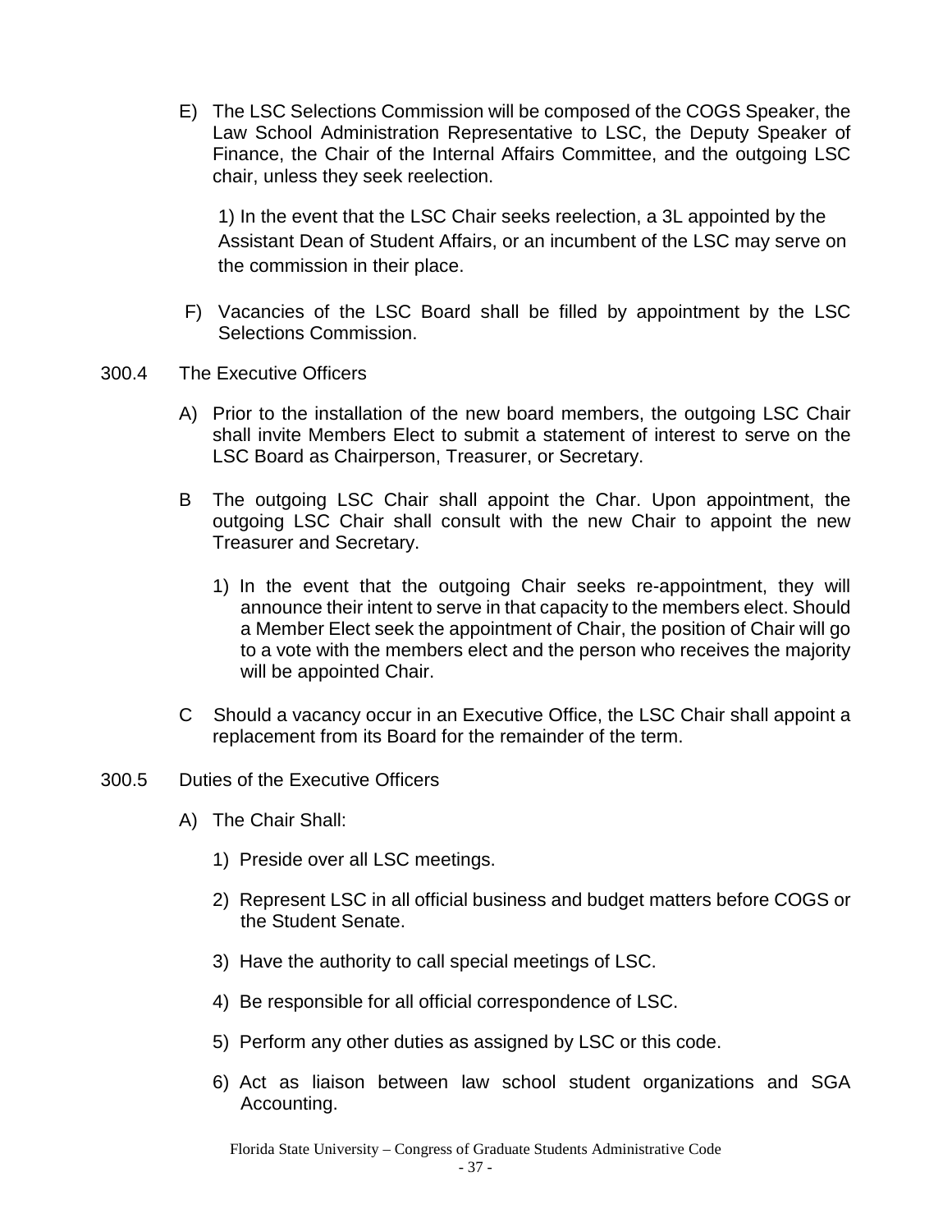E) The LSC Selections Commission will be composed of the COGS Speaker, the Law School Administration Representative to LSC, the Deputy Speaker of Finance, the Chair of the Internal Affairs Committee, and the outgoing LSC chair, unless they seek reelection.

   1) In the event that the LSC Chair seeks reelection, a 3L appointed by the Assistant Dean of Student Affairs, or an incumbent of the LSC may serve on the commission in their place.

F) Vacancies of the LSC Board shall be filled by appointment by the LSC Selections Commission.

300.4 The Executive Officers

A) Prior to the installation of the new board members, the outgoing LSC Chair shall invite Members Elect to submit a statement of interest to serve on the LSC Board as Chairperson, Treasurer, or Secretary.

B The outgoing LSC Chair shall appoint the Char. Upon appointment, the outgoing LSC Chair shall consult with the new Chair to appoint the new Treasurer and Secretary.

   1) In the event that the outgoing Chair seeks re-appointment, they will announce their intent to serve in that capacity to the members elect. Should a Member Elect seek the appointment of Chair, the position of Chair will go to a vote with the members elect and the person who receives the majority will be appointed Chair.

C Should a vacancy occur in an Executive Office, the LSC Chair shall appoint a replacement from its Board for the remainder of the term.

300.5 Duties of the Executive Officers

A) The Chair Shall:

   1) Preside over all LSC meetings.

   2) Represent LSC in all official business and budget matters before COGS or the Student Senate.

   3) Have the authority to call special meetings of LSC.

   4) Be responsible for all official correspondence of LSC.

   5) Perform any other duties as assigned by LSC or this code.

   6) Act as liaison between law school student organizations and SGA Accounting.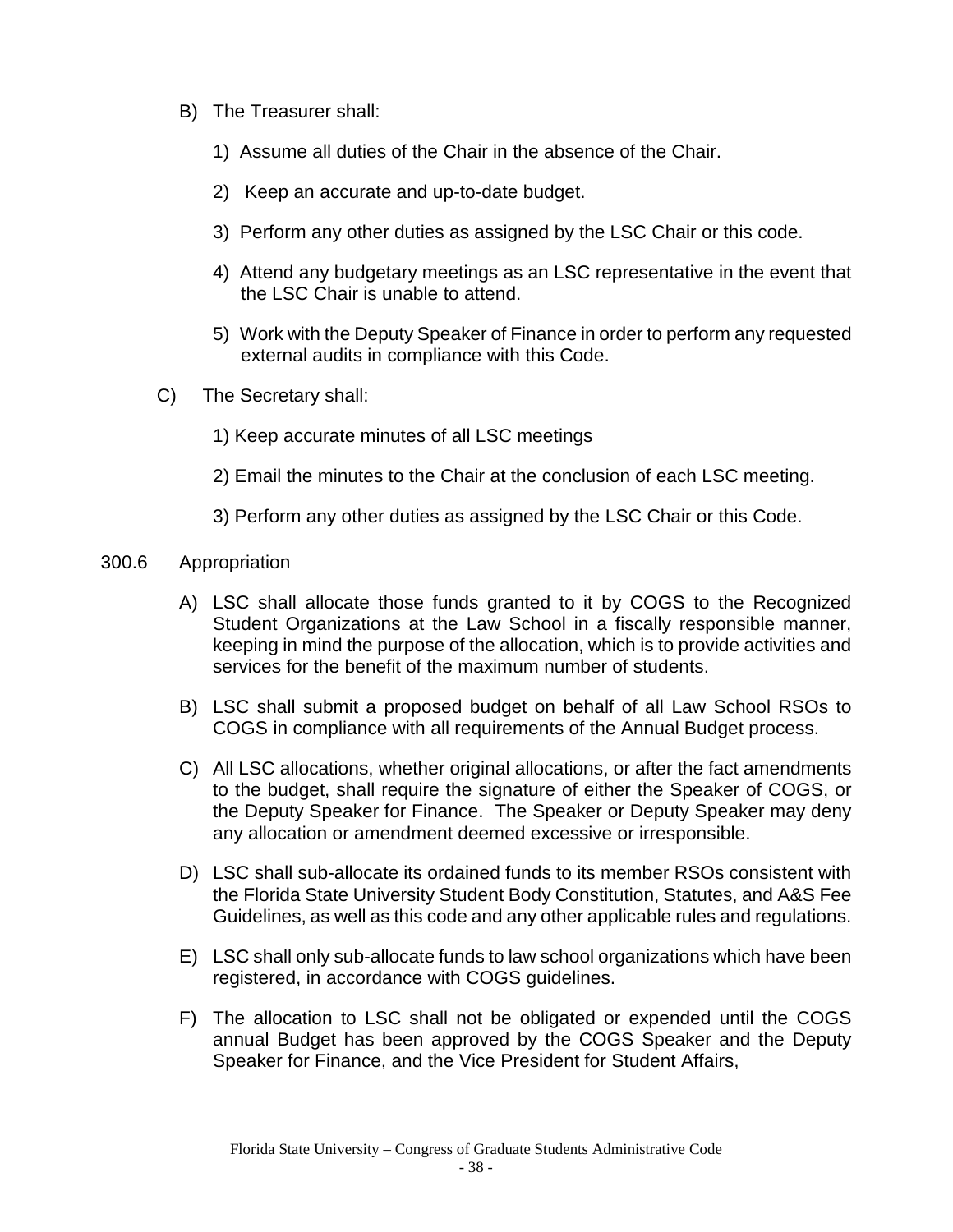B) The Treasurer shall:

1) Assume all duties of the Chair in the absence of the Chair.

2) Keep an accurate and up-to-date budget.

3) Perform any other duties as assigned by the LSC Chair or this code.

4) Attend any budgetary meetings as an LSC representative in the event that the LSC Chair is unable to attend.

5) Work with the Deputy Speaker of Finance in order to perform any requested external audits in compliance with this Code.

C) The Secretary shall:

1) Keep accurate minutes of all LSC meetings

2) Email the minutes to the Chair at the conclusion of each LSC meeting.

3) Perform any other duties as assigned by the LSC Chair or this Code.

300.6 Appropriation

A) LSC shall allocate those funds granted to it by COGS to the Recognized Student Organizations at the Law School in a fiscally responsible manner, keeping in mind the purpose of the allocation, which is to provide activities and services for the benefit of the maximum number of students.

B) LSC shall submit a proposed budget on behalf of all Law School RSOs to COGS in compliance with all requirements of the Annual Budget process.

C) All LSC allocations, whether original allocations, or after the fact amendments to the budget, shall require the signature of either the Speaker of COGS, or the Deputy Speaker for Finance. The Speaker or Deputy Speaker may deny any allocation or amendment deemed excessive or irresponsible.

D) LSC shall sub-allocate its ordained funds to its member RSOs consistent with the Florida State University Student Body Constitution, Statutes, and A&S Fee Guidelines, as well as this code and any other applicable rules and regulations.

E) LSC shall only sub-allocate funds to law school organizations which have been registered, in accordance with COGS guidelines.

F) The allocation to LSC shall not be obligated or expended until the COGS annual Budget has been approved by the COGS Speaker and the Deputy Speaker for Finance, and the Vice President for Student Affairs,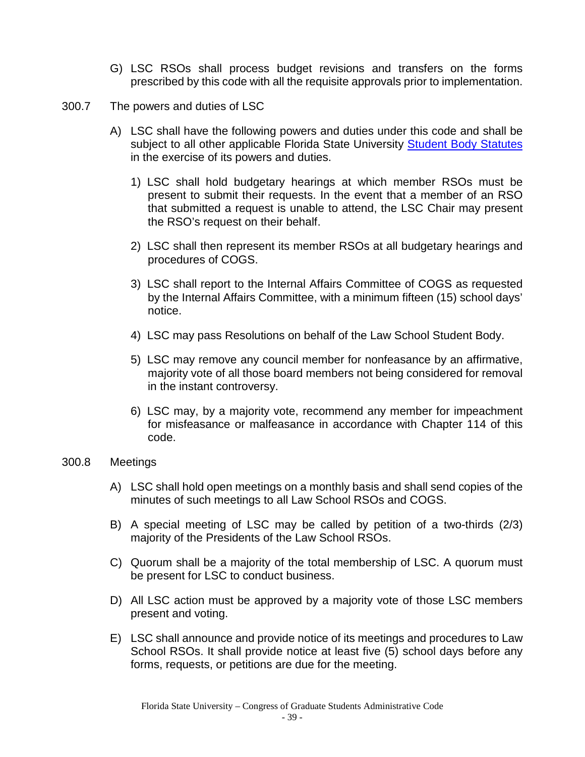G) LSC RSOs shall process budget revisions and transfers on the forms prescribed by this code with all the requisite approvals prior to implementation.

300.7 The powers and duties of LSC

A) LSC shall have the following powers and duties under this code and shall be subject to all other applicable Florida State University [Student Body Statutes] in the exercise of its powers and duties.

1) LSC shall hold budgetary hearings at which member RSOs must be present to submit their requests. In the event that a member of an RSO that submitted a request is unable to attend, the LSC Chair may present the RSO's request on their behalf.

2) LSC shall then represent its member RSOs at all budgetary hearings and procedures of COGS.

3) LSC shall report to the Internal Affairs Committee of COGS as requested by the Internal Affairs Committee, with a minimum fifteen (15) school days' notice.

4) LSC may pass Resolutions on behalf of the Law School Student Body.

5) LSC may remove any council member for nonfeasance by an affirmative, majority vote of all those board members not being considered for removal in the instant controversy.

6) LSC may, by a majority vote, recommend any member for impeachment for misfeasance or malfeasance in accordance with Chapter 114 of this code.

300.8 Meetings

A) LSC shall hold open meetings on a monthly basis and shall send copies of the minutes of such meetings to all Law School RSOs and COGS.

B) A special meeting of LSC may be called by petition of a two-thirds (2/3) majority of the Presidents of the Law School RSOs.

C) Quorum shall be a majority of the total membership of LSC. A quorum must be present for LSC to conduct business.

D) All LSC action must be approved by a majority vote of those LSC members present and voting.

E) LSC shall announce and provide notice of its meetings and procedures to Law School RSOs. It shall provide notice at least five (5) school days before any forms, requests, or petitions are due for the meeting.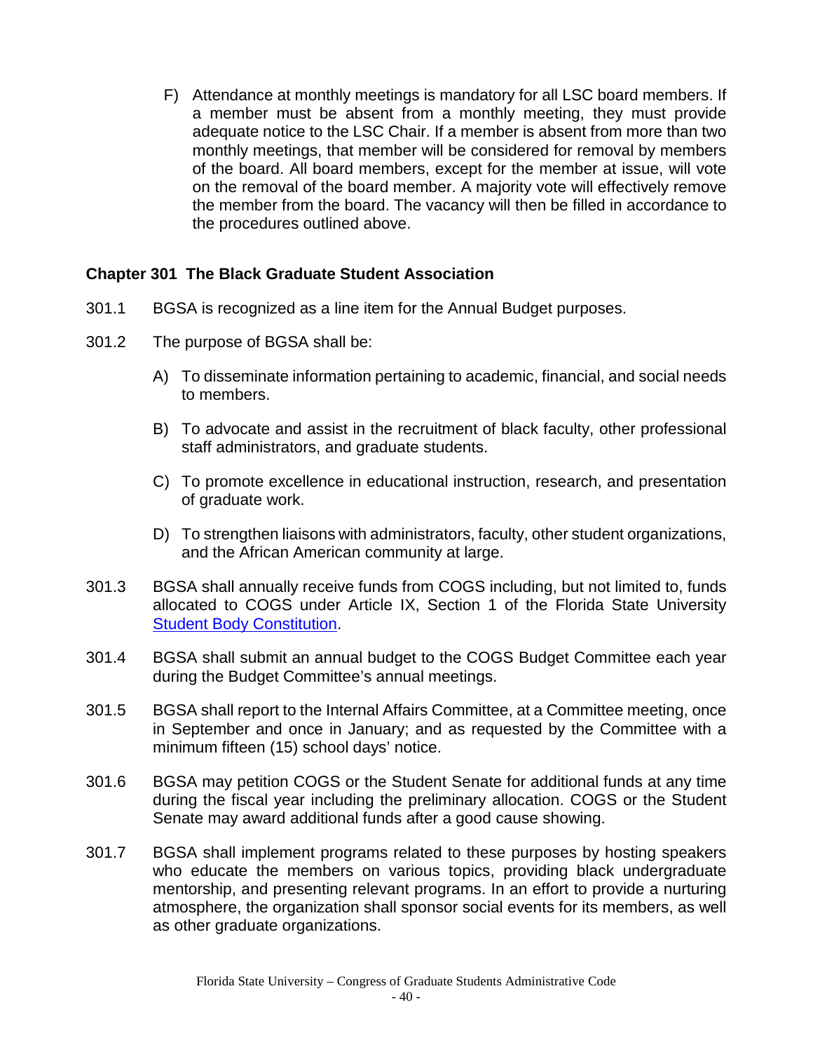F) Attendance at monthly meetings is mandatory for all LSC board members. If a member must be absent from a monthly meeting, they must provide adequate notice to the LSC Chair. If a member is absent from more than two monthly meetings, that member will be considered for removal by members of the board. All board members, except for the member at issue, will vote on the removal of the board member. A majority vote will effectively remove the member from the board. The vacancy will then be filled in accordance to the procedures outlined above.

## Chapter 301 The Black Graduate Student Association

301.1 BGSA is recognized as a line item for the Annual Budget purposes.

301.2 The purpose of BGSA shall be:

A) To disseminate information pertaining to academic, financial, and social needs to members.

B) To advocate and assist in the recruitment of black faculty, other professional staff administrators, and graduate students.

C) To promote excellence in educational instruction, research, and presentation of graduate work.

D) To strengthen liaisons with administrators, faculty, other student organizations, and the African American community at large.

301.3 BGSA shall annually receive funds from COGS including, but not limited to, funds allocated to COGS under Article IX, Section 1 of the Florida State University Student Body Constitution.

301.4 BGSA shall submit an annual budget to the COGS Budget Committee each year during the Budget Committee's annual meetings.

301.5 BGSA shall report to the Internal Affairs Committee, at a Committee meeting, once in September and once in January; and as requested by the Committee with a minimum fifteen (15) school days' notice.

301.6 BGSA may petition COGS or the Student Senate for additional funds at any time during the fiscal year including the preliminary allocation. COGS or the Student Senate may award additional funds after a good cause showing.

301.7 BGSA shall implement programs related to these purposes by hosting speakers who educate the members on various topics, providing black undergraduate mentorship, and presenting relevant programs. In an effort to provide a nurturing atmosphere, the organization shall sponsor social events for its members, as well as other graduate organizations.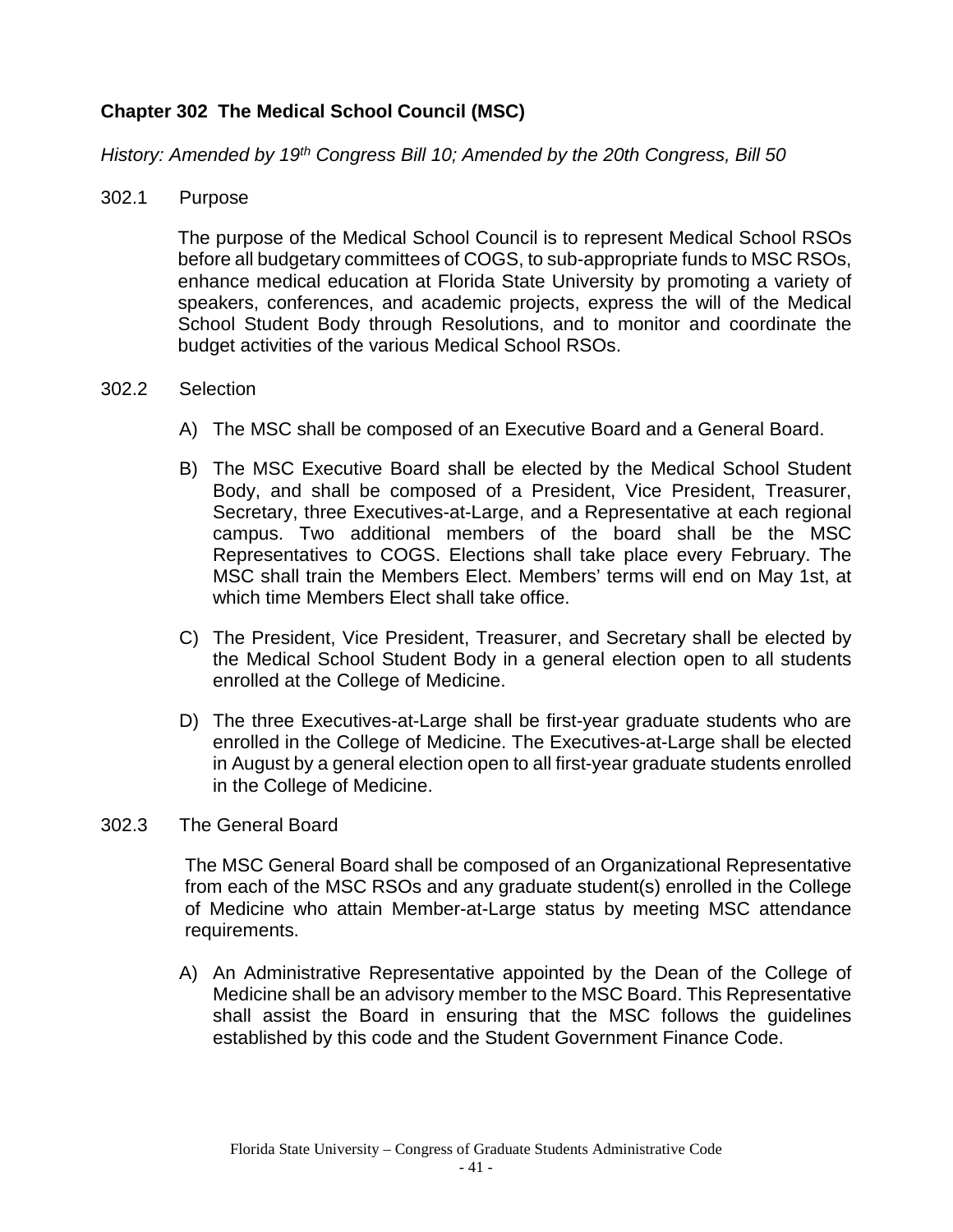## Chapter 302 The Medical School Council (MSC)

*History: Amended by 19th Congress Bill 10; Amended by the 20th Congress, Bill 50*

302.1 Purpose

The purpose of the Medical School Council is to represent Medical School RSOs before all budgetary committees of COGS, to sub-appropriate funds to MSC RSOs, enhance medical education at Florida State University by promoting a variety of speakers, conferences, and academic projects, express the will of the Medical School Student Body through Resolutions, and to monitor and coordinate the budget activities of the various Medical School RSOs.

302.2 Selection

A) The MSC shall be composed of an Executive Board and a General Board.

B) The MSC Executive Board shall be elected by the Medical School Student Body, and shall be composed of a President, Vice President, Treasurer, Secretary, three Executives-at-Large, and a Representative at each regional campus. Two additional members of the board shall be the MSC Representatives to COGS. Elections shall take place every February. The MSC shall train the Members Elect. Members' terms will end on May 1st, at which time Members Elect shall take office.

C) The President, Vice President, Treasurer, and Secretary shall be elected by the Medical School Student Body in a general election open to all students enrolled at the College of Medicine.

D) The three Executives-at-Large shall be first-year graduate students who are enrolled in the College of Medicine. The Executives-at-Large shall be elected in August by a general election open to all first-year graduate students enrolled in the College of Medicine.

302.3 The General Board

The MSC General Board shall be composed of an Organizational Representative from each of the MSC RSOs and any graduate student(s) enrolled in the College of Medicine who attain Member-at-Large status by meeting MSC attendance requirements.

A) An Administrative Representative appointed by the Dean of the College of Medicine shall be an advisory member to the MSC Board. This Representative shall assist the Board in ensuring that the MSC follows the guidelines established by this code and the Student Government Finance Code.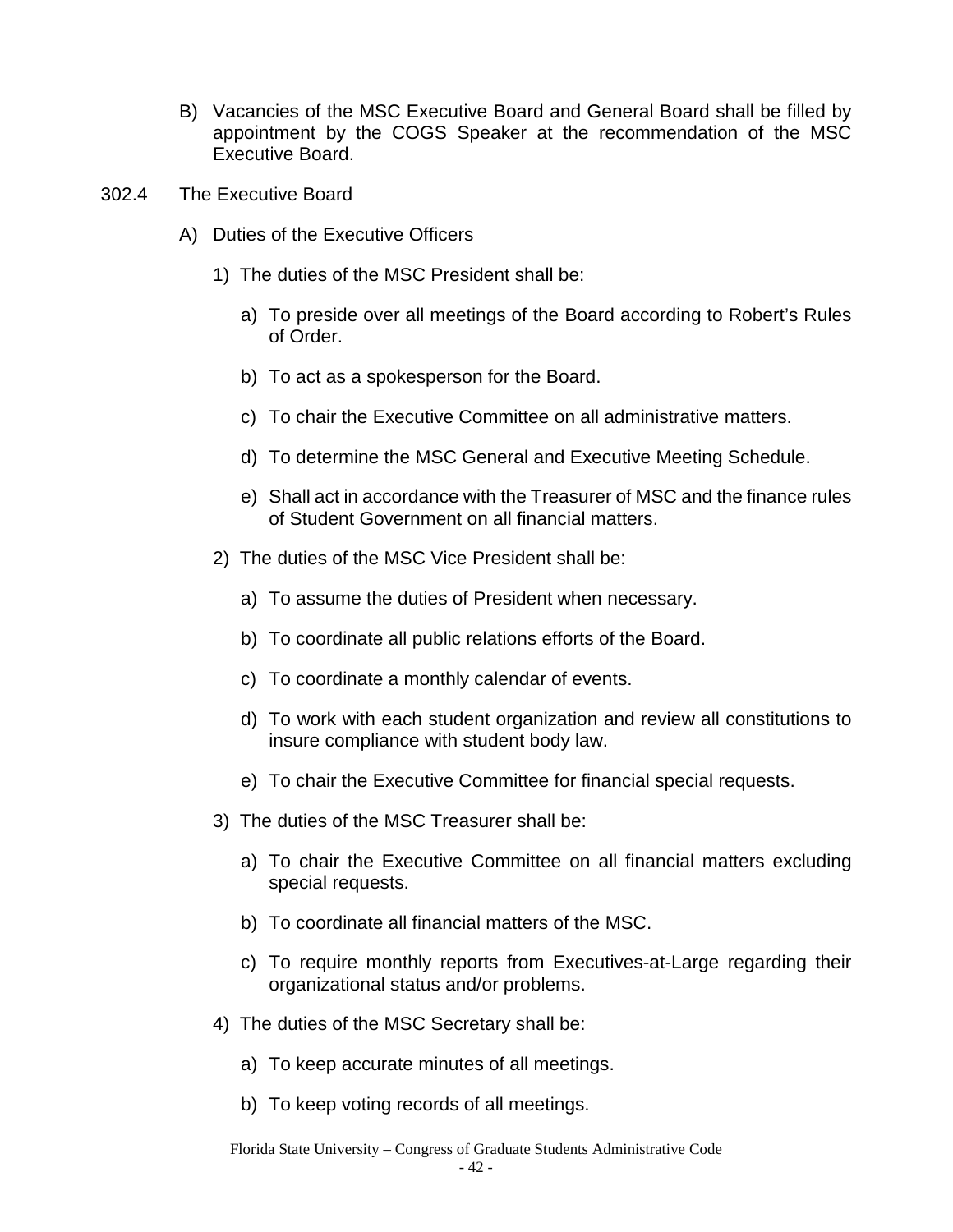B) Vacancies of the MSC Executive Board and General Board shall be filled by appointment by the COGS Speaker at the recommendation of the MSC Executive Board.

302.4 The Executive Board

A) Duties of the Executive Officers

1) The duties of the MSC President shall be:

a) To preside over all meetings of the Board according to Robert's Rules of Order.

b) To act as a spokesperson for the Board.

c) To chair the Executive Committee on all administrative matters.

d) To determine the MSC General and Executive Meeting Schedule.

e) Shall act in accordance with the Treasurer of MSC and the finance rules of Student Government on all financial matters.

2) The duties of the MSC Vice President shall be:

a) To assume the duties of President when necessary.

b) To coordinate all public relations efforts of the Board.

c) To coordinate a monthly calendar of events.

d) To work with each student organization and review all constitutions to insure compliance with student body law.

e) To chair the Executive Committee for financial special requests.

3) The duties of the MSC Treasurer shall be:

a) To chair the Executive Committee on all financial matters excluding special requests.

b) To coordinate all financial matters of the MSC.

c) To require monthly reports from Executives-at-Large regarding their organizational status and/or problems.

4) The duties of the MSC Secretary shall be:

a) To keep accurate minutes of all meetings.

b) To keep voting records of all meetings.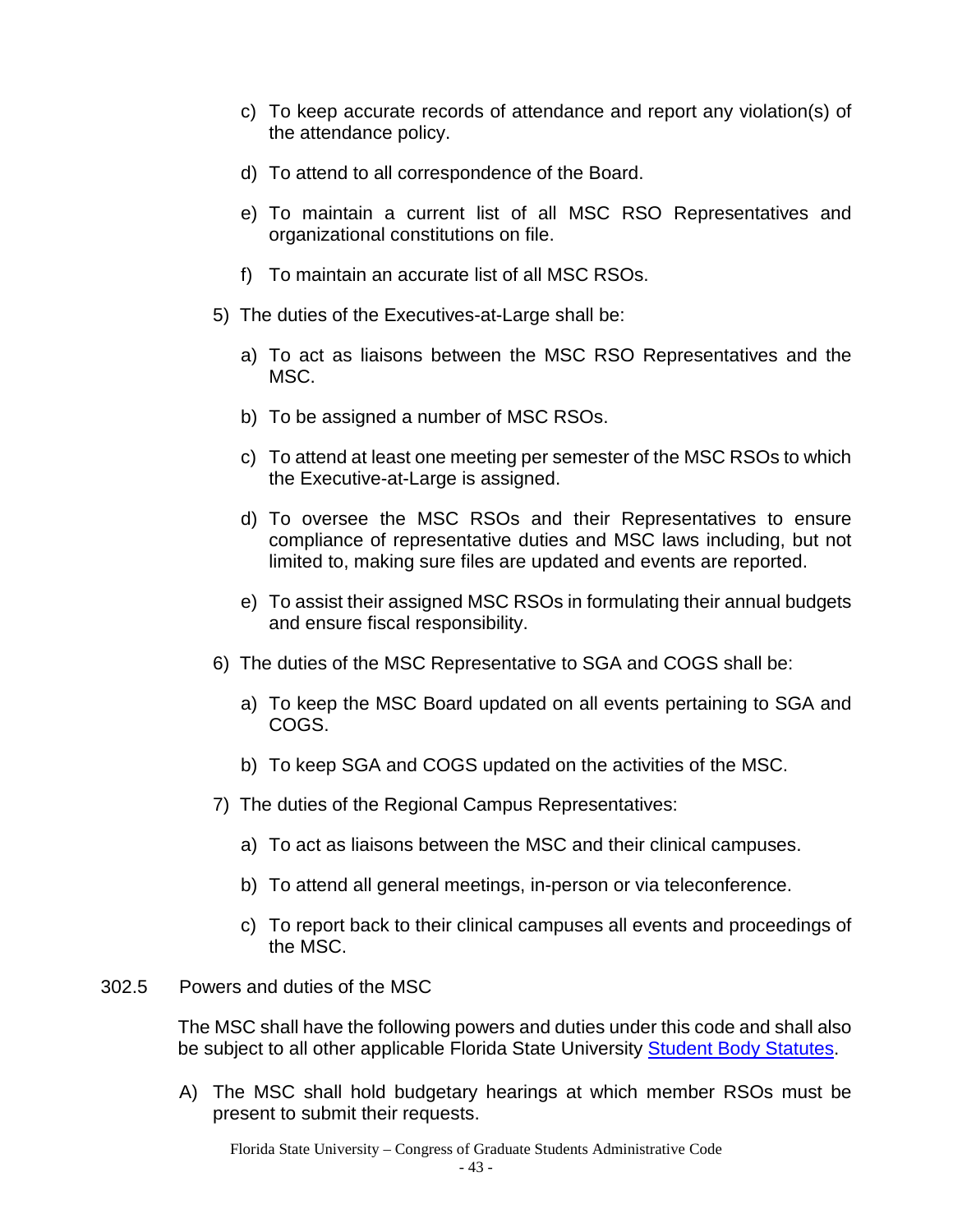c) To keep accurate records of attendance and report any violation(s) of the attendance policy.

d) To attend to all correspondence of the Board.

e) To maintain a current list of all MSC RSO Representatives and organizational constitutions on file.

f) To maintain an accurate list of all MSC RSOs.

5) The duties of the Executives-at-Large shall be:

a) To act as liaisons between the MSC RSO Representatives and the MSC.

b) To be assigned a number of MSC RSOs.

c) To attend at least one meeting per semester of the MSC RSOs to which the Executive-at-Large is assigned.

d) To oversee the MSC RSOs and their Representatives to ensure compliance of representative duties and MSC laws including, but not limited to, making sure files are updated and events are reported.

e) To assist their assigned MSC RSOs in formulating their annual budgets and ensure fiscal responsibility.

6) The duties of the MSC Representative to SGA and COGS shall be:

a) To keep the MSC Board updated on all events pertaining to SGA and COGS.

b) To keep SGA and COGS updated on the activities of the MSC.

7) The duties of the Regional Campus Representatives:

a) To act as liaisons between the MSC and their clinical campuses.

b) To attend all general meetings, in-person or via teleconference.

c) To report back to their clinical campuses all events and proceedings of the MSC.

302.5 Powers and duties of the MSC

The MSC shall have the following powers and duties under this code and shall also be subject to all other applicable Florida State University [Student Body Statutes](Student Body Statutes).

A) The MSC shall hold budgetary hearings at which member RSOs must be present to submit their requests.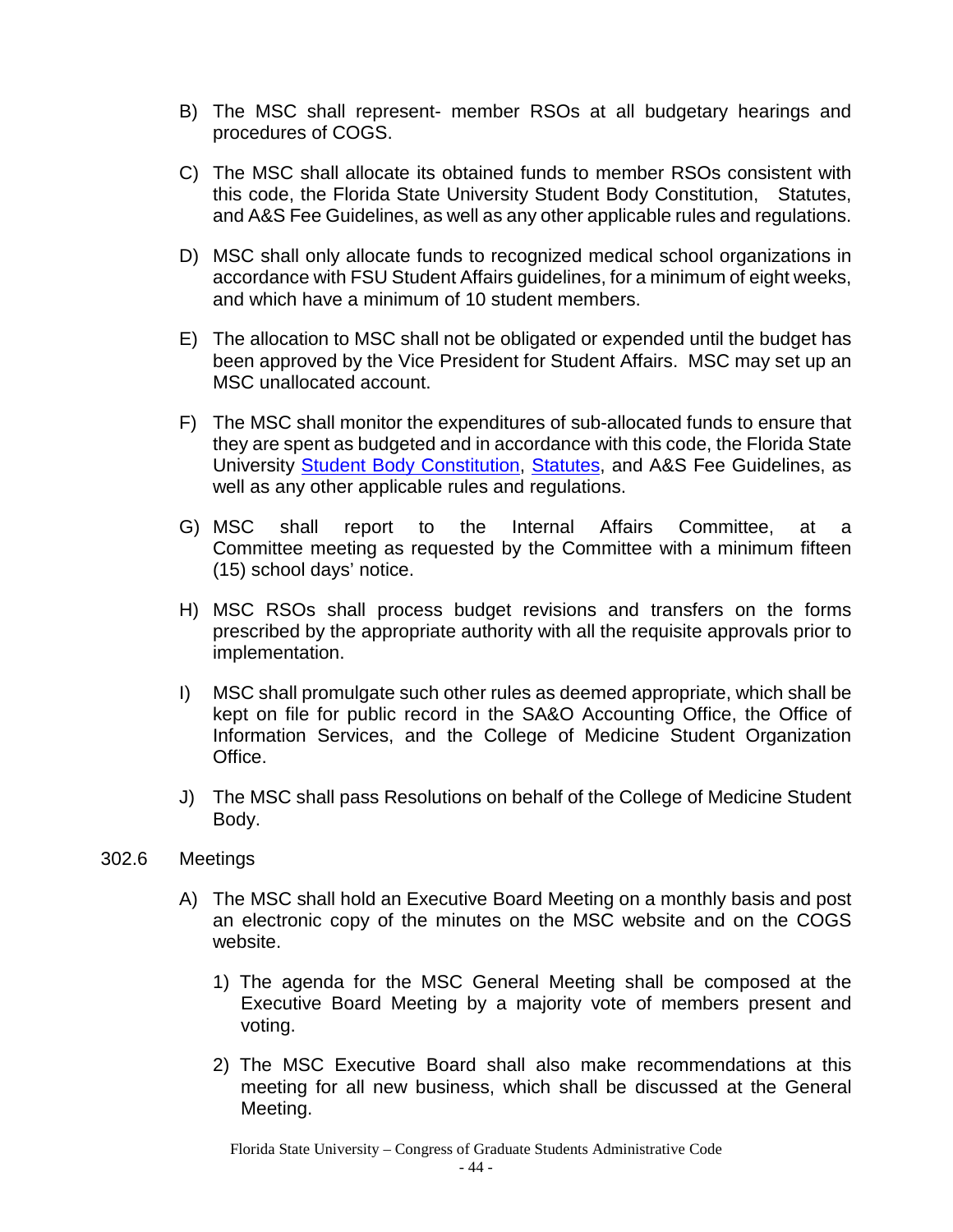B) The MSC shall represent- member RSOs at all budgetary hearings and procedures of COGS.

C) The MSC shall allocate its obtained funds to member RSOs consistent with this code, the Florida State University Student Body Constitution, Statutes, and A&S Fee Guidelines, as well as any other applicable rules and regulations.

D) MSC shall only allocate funds to recognized medical school organizations in accordance with FSU Student Affairs guidelines, for a minimum of eight weeks, and which have a minimum of 10 student members.

E) The allocation to MSC shall not be obligated or expended until the budget has been approved by the Vice President for Student Affairs. MSC may set up an MSC unallocated account.

F) The MSC shall monitor the expenditures of sub-allocated funds to ensure that they are spent as budgeted and in accordance with this code, the Florida State University Student Body Constitution, Statutes, and A&S Fee Guidelines, as well as any other applicable rules and regulations.

G) MSC shall report to the Internal Affairs Committee, at a Committee meeting as requested by the Committee with a minimum fifteen (15) school days' notice.

H) MSC RSOs shall process budget revisions and transfers on the forms prescribed by the appropriate authority with all the requisite approvals prior to implementation.

I) MSC shall promulgate such other rules as deemed appropriate, which shall be kept on file for public record in the SA&O Accounting Office, the Office of Information Services, and the College of Medicine Student Organization Office.

J) The MSC shall pass Resolutions on behalf of the College of Medicine Student Body.

302.6 Meetings

A) The MSC shall hold an Executive Board Meeting on a monthly basis and post an electronic copy of the minutes on the MSC website and on the COGS website.

1) The agenda for the MSC General Meeting shall be composed at the Executive Board Meeting by a majority vote of members present and voting.

2) The MSC Executive Board shall also make recommendations at this meeting for all new business, which shall be discussed at the General Meeting.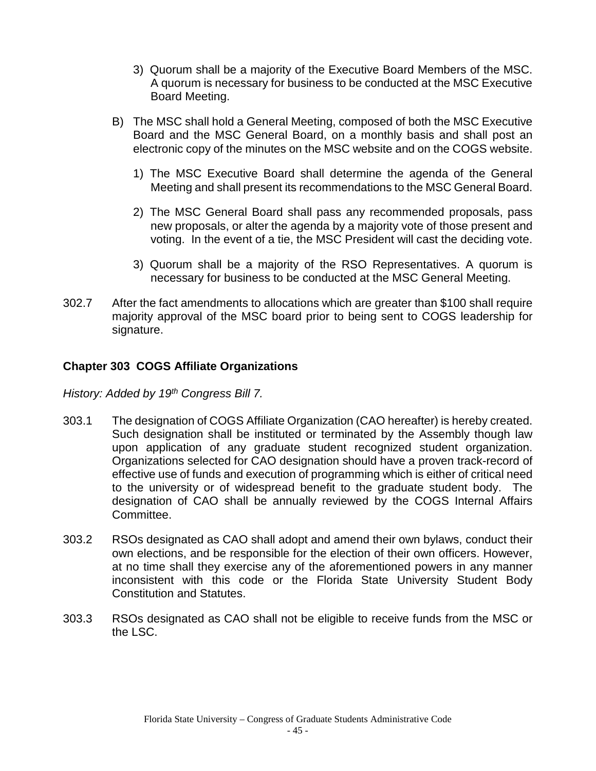3) Quorum shall be a majority of the Executive Board Members of the MSC. A quorum is necessary for business to be conducted at the MSC Executive Board Meeting.

B) The MSC shall hold a General Meeting, composed of both the MSC Executive Board and the MSC General Board, on a monthly basis and shall post an electronic copy of the minutes on the MSC website and on the COGS website.

1) The MSC Executive Board shall determine the agenda of the General Meeting and shall present its recommendations to the MSC General Board.

2) The MSC General Board shall pass any recommended proposals, pass new proposals, or alter the agenda by a majority vote of those present and voting. In the event of a tie, the MSC President will cast the deciding vote.

3) Quorum shall be a majority of the RSO Representatives. A quorum is necessary for business to be conducted at the MSC General Meeting.

302.7 After the fact amendments to allocations which are greater than $100 shall require majority approval of the MSC board prior to being sent to COGS leadership for signature.

### Chapter 303 COGS Affiliate Organizations

*History: Added by 19th Congress Bill 7.*

303.1 The designation of COGS Affiliate Organization (CAO hereafter) is hereby created. Such designation shall be instituted or terminated by the Assembly though law upon application of any graduate student recognized student organization. Organizations selected for CAO designation should have a proven track-record of effective use of funds and execution of programming which is either of critical need to the university or of widespread benefit to the graduate student body. The designation of CAO shall be annually reviewed by the COGS Internal Affairs Committee.

303.2 RSOs designated as CAO shall adopt and amend their own bylaws, conduct their own elections, and be responsible for the election of their own officers. However, at no time shall they exercise any of the aforementioned powers in any manner inconsistent with this code or the Florida State University Student Body Constitution and Statutes.

303.3 RSOs designated as CAO shall not be eligible to receive funds from the MSC or the LSC.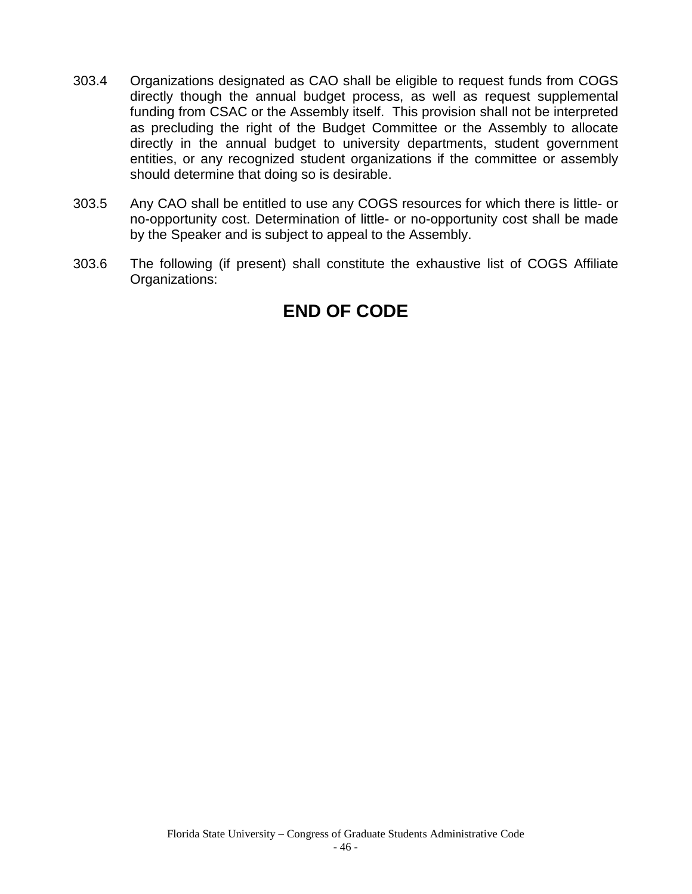303.4 Organizations designated as CAO shall be eligible to request funds from COGS directly though the annual budget process, as well as request supplemental funding from CSAC or the Assembly itself. This provision shall not be interpreted as precluding the right of the Budget Committee or the Assembly to allocate directly in the annual budget to university departments, student government entities, or any recognized student organizations if the committee or assembly should determine that doing so is desirable.

303.5 Any CAO shall be entitled to use any COGS resources for which there is little- or no-opportunity cost. Determination of little- or no-opportunity cost shall be made by the Speaker and is subject to appeal to the Assembly.

303.6 The following (if present) shall constitute the exhaustive list of COGS Affiliate Organizations:

## END OF CODE